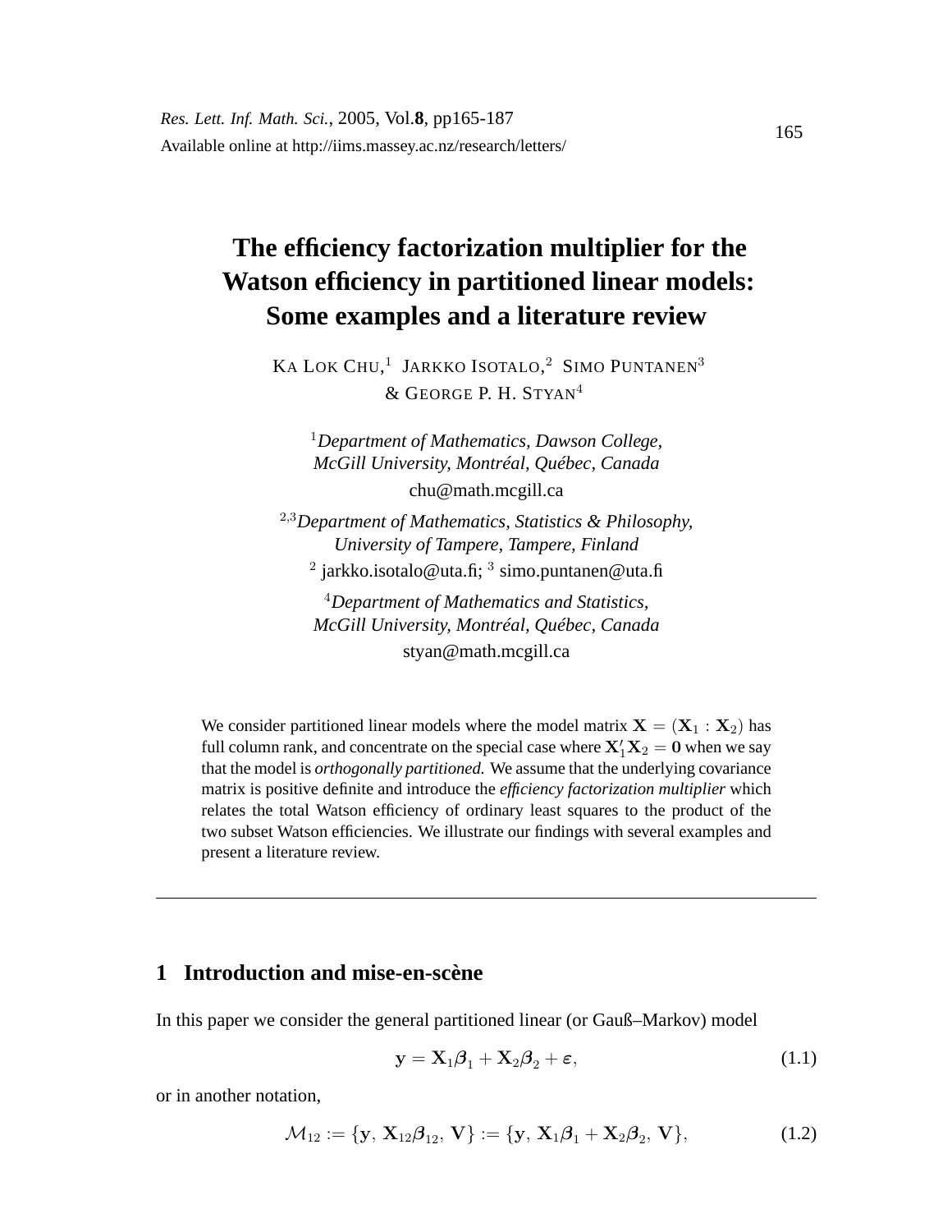# The efficiency factorization multiplier for the Watson efficiency in partitioned linear models: Some examples and a literature review

KA LOK CHU,[1] JARKKO ISOTALO,[2] SIMO PUNTANEN[3] & GEORGE P. H. STYAN[4]

[1]*Department of Mathematics, Dawson College, McGill University, Montréal, Québec, Canada*
chu@math.mcgill.ca

[2,3]*Department of Mathematics, Statistics & Philosophy, University of Tampere, Tampere, Finland*
[2] jarkko.isotalo@uta.fi; [3] simo.puntanen@uta.fi

[4]*Department of Mathematics and Statistics, McGill University, Montréal, Québec, Canada*
styan@math.mcgill.ca

We consider partitioned linear models where the model matrix $\mathbf{X} = (\mathbf{X}_1 : \mathbf{X}_2)$ has full column rank, and concentrate on the special case where $\mathbf{X}_1'\mathbf{X}_2 = \mathbf{0}$ when we say that the model is *orthogonally partitioned.* We assume that the underlying covariance matrix is positive definite and introduce the *efficiency factorization multiplier* which relates the total Watson efficiency of ordinary least squares to the product of the two subset Watson efficiencies. We illustrate our findings with several examples and present a literature review.

---

## 1 Introduction and mise-en-scène

In this paper we consider the general partitioned linear (or Gauß–Markov) model

$$\mathbf{y} = \mathbf{X}_1\boldsymbol{\beta}_1 + \mathbf{X}_2\boldsymbol{\beta}_2 + \boldsymbol{\varepsilon}, \tag{1.1}$$

or in another notation,

$$\mathcal{M}_{12} := \{\mathbf{y},\, \mathbf{X}_{12}\boldsymbol{\beta}_{12},\, \mathbf{V}\} := \{\mathbf{y},\, \mathbf{X}_1\boldsymbol{\beta}_1 + \mathbf{X}_2\boldsymbol{\beta}_2,\, \mathbf{V}\}, \tag{1.2}$$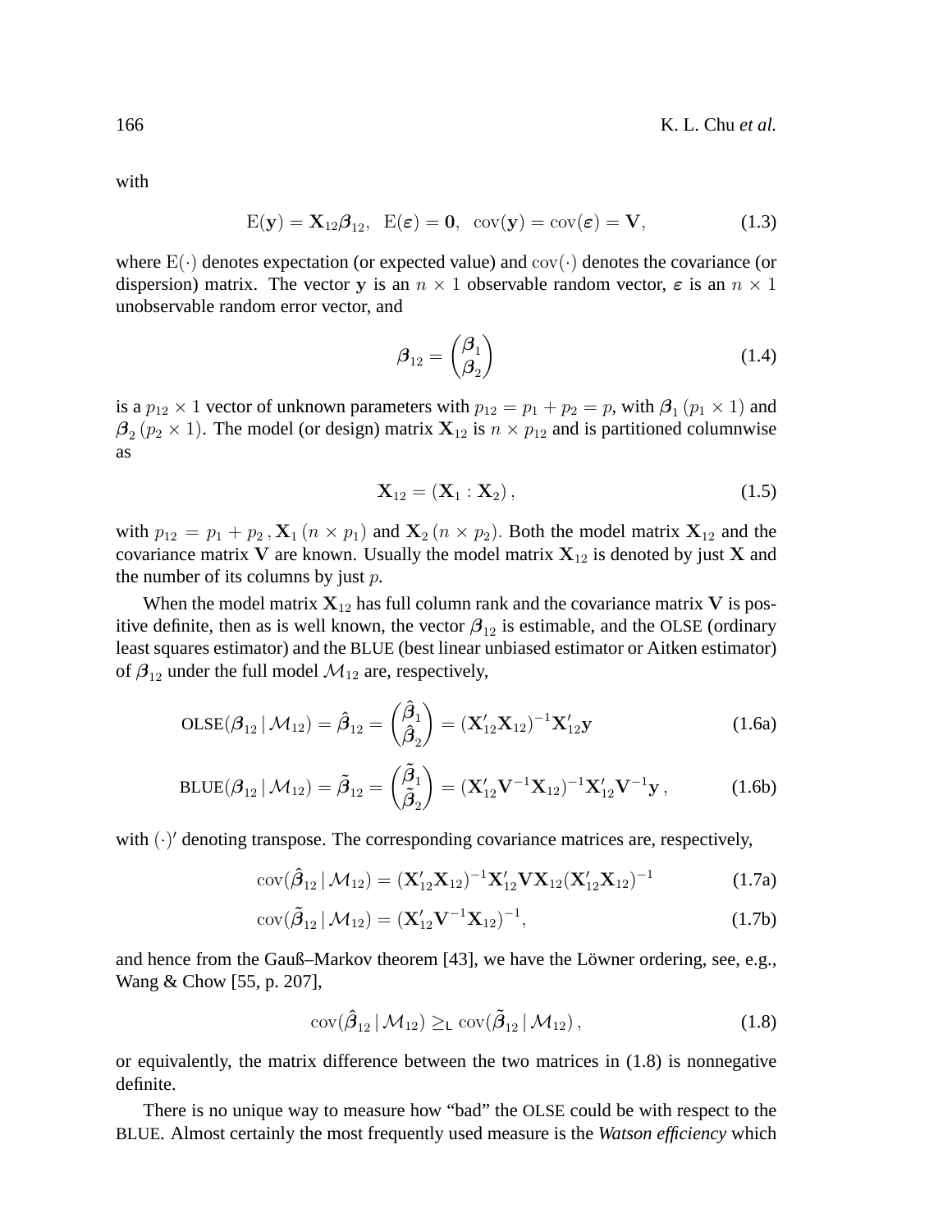with

$$\mathrm{E}(\mathbf{y}) = \mathbf{X}_{12}\boldsymbol{\beta}_{12}, \;\; \mathrm{E}(\boldsymbol{\varepsilon}) = \mathbf{0}, \;\; \mathrm{cov}(\mathbf{y}) = \mathrm{cov}(\boldsymbol{\varepsilon}) = \mathbf{V}, \tag{1.3}$$

where $\mathrm{E}(\cdot)$ denotes expectation (or expected value) and $\mathrm{cov}(\cdot)$ denotes the covariance (or dispersion) matrix. The vector $\mathbf{y}$ is an $n \times 1$ observable random vector, $\boldsymbol{\varepsilon}$ is an $n \times 1$ unobservable random error vector, and

$$\boldsymbol{\beta}_{12} = \begin{pmatrix} \boldsymbol{\beta}_1 \\ \boldsymbol{\beta}_2 \end{pmatrix} \tag{1.4}$$

is a $p_{12} \times 1$ vector of unknown parameters with $p_{12} = p_1 + p_2 = p$, with $\boldsymbol{\beta}_1\,(p_1 \times 1)$ and $\boldsymbol{\beta}_2\,(p_2 \times 1)$. The model (or design) matrix $\mathbf{X}_{12}$ is $n \times p_{12}$ and is partitioned columnwise as

$$\mathbf{X}_{12} = (\mathbf{X}_1 : \mathbf{X}_2)\,, \tag{1.5}$$

with $p_{12} = p_1 + p_2\,, \mathbf{X}_1\,(n \times p_1)$ and $\mathbf{X}_2\,(n \times p_2)$. Both the model matrix $\mathbf{X}_{12}$ and the covariance matrix $\mathbf{V}$ are known. Usually the model matrix $\mathbf{X}_{12}$ is denoted by just $\mathbf{X}$ and the number of its columns by just $p$.

When the model matrix $\mathbf{X}_{12}$ has full column rank and the covariance matrix $\mathbf{V}$ is positive definite, then as is well known, the vector $\boldsymbol{\beta}_{12}$ is estimable, and the OLSE (ordinary least squares estimator) and the BLUE (best linear unbiased estimator or Aitken estimator) of $\boldsymbol{\beta}_{12}$ under the full model $\mathcal{M}_{12}$ are, respectively,

$$\mathrm{OLSE}(\boldsymbol{\beta}_{12} \,|\, \mathcal{M}_{12}) = \hat{\boldsymbol{\beta}}_{12} = \begin{pmatrix} \hat{\boldsymbol{\beta}}_1 \\ \hat{\boldsymbol{\beta}}_2 \end{pmatrix} = (\mathbf{X}_{12}'\mathbf{X}_{12})^{-1}\mathbf{X}_{12}'\mathbf{y} \tag{1.6a}$$

$$\mathrm{BLUE}(\boldsymbol{\beta}_{12} \,|\, \mathcal{M}_{12}) = \tilde{\boldsymbol{\beta}}_{12} = \begin{pmatrix} \tilde{\boldsymbol{\beta}}_1 \\ \tilde{\boldsymbol{\beta}}_2 \end{pmatrix} = (\mathbf{X}_{12}'\mathbf{V}^{-1}\mathbf{X}_{12})^{-1}\mathbf{X}_{12}'\mathbf{V}^{-1}\mathbf{y}\,, \tag{1.6b}$$

with $(\cdot)'$ denoting transpose. The corresponding covariance matrices are, respectively,

$$\mathrm{cov}(\hat{\boldsymbol{\beta}}_{12} \,|\, \mathcal{M}_{12}) = (\mathbf{X}_{12}'\mathbf{X}_{12})^{-1}\mathbf{X}_{12}'\mathbf{V}\mathbf{X}_{12}(\mathbf{X}_{12}'\mathbf{X}_{12})^{-1} \tag{1.7a}$$

$$\mathrm{cov}(\tilde{\boldsymbol{\beta}}_{12} \,|\, \mathcal{M}_{12}) = (\mathbf{X}_{12}'\mathbf{V}^{-1}\mathbf{X}_{12})^{-1}, \tag{1.7b}$$

and hence from the Gauß–Markov theorem [43], we have the Löwner ordering, see, e.g., Wang & Chow [55, p. 207],

$$\mathrm{cov}(\hat{\boldsymbol{\beta}}_{12} \,|\, \mathcal{M}_{12}) \geq_{\mathsf{L}} \mathrm{cov}(\tilde{\boldsymbol{\beta}}_{12} \,|\, \mathcal{M}_{12})\,, \tag{1.8}$$

or equivalently, the matrix difference between the two matrices in (1.8) is nonnegative definite.

There is no unique way to measure how "bad" the OLSE could be with respect to the BLUE. Almost certainly the most frequently used measure is the *Watson efficiency* which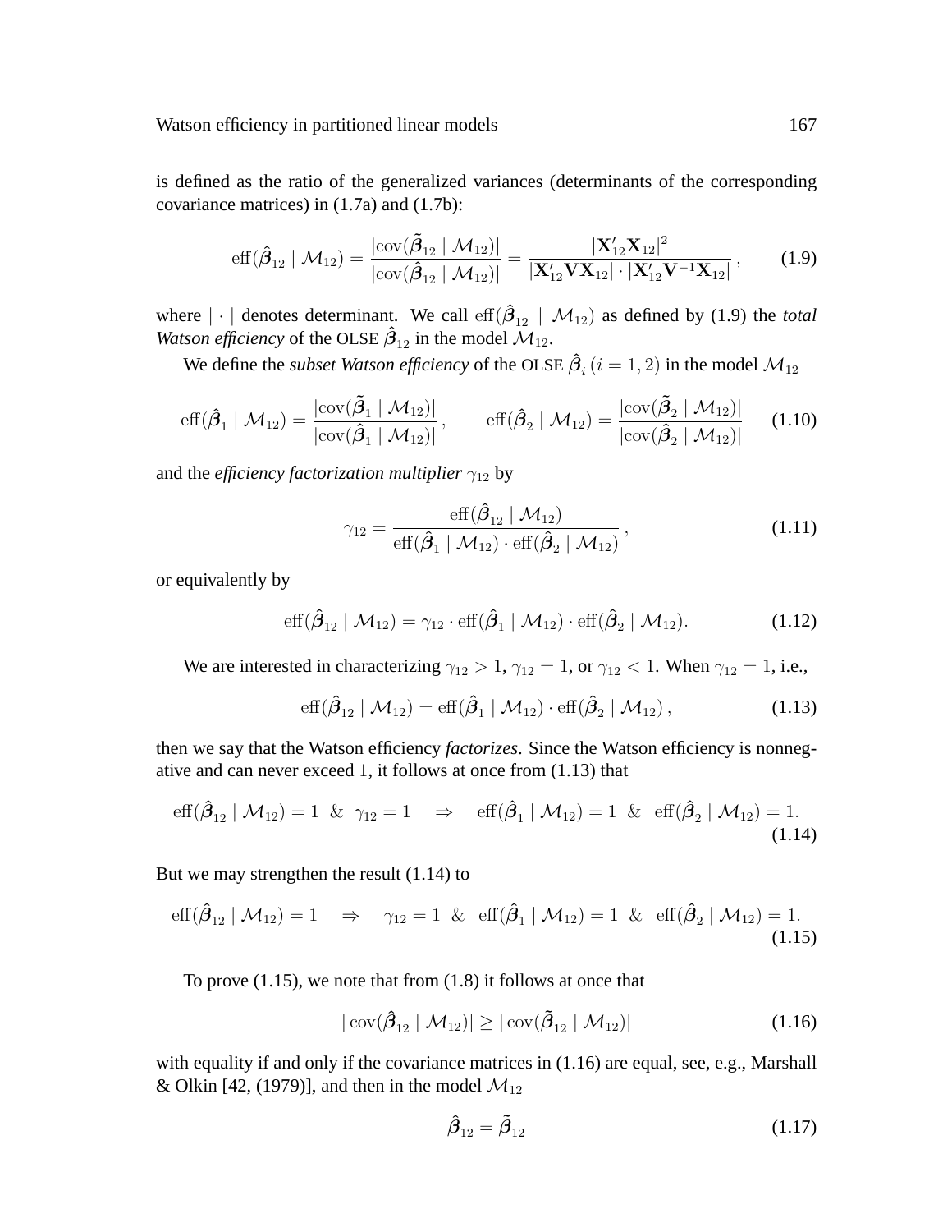is defined as the ratio of the generalized variances (determinants of the corresponding covariance matrices) in (1.7a) and (1.7b):

$$\operatorname{eff}(\hat{\boldsymbol{\beta}}_{12} \mid \mathcal{M}_{12}) = \frac{|\operatorname{cov}(\tilde{\boldsymbol{\beta}}_{12} \mid \mathcal{M}_{12})|}{|\operatorname{cov}(\hat{\boldsymbol{\beta}}_{12} \mid \mathcal{M}_{12})|} = \frac{|\mathbf{X}_{12}'\mathbf{X}_{12}|^2}{|\mathbf{X}_{12}'\mathbf{V}\mathbf{X}_{12}| \cdot |\mathbf{X}_{12}'\mathbf{V}^{-1}\mathbf{X}_{12}|}\,, \tag{1.9}$$

where $|\cdot|$ denotes determinant. We call $\operatorname{eff}(\hat{\boldsymbol{\beta}}_{12} \mid \mathcal{M}_{12})$ as defined by (1.9) the *total Watson efficiency* of the OLSE $\hat{\boldsymbol{\beta}}_{12}$ in the model $\mathcal{M}_{12}$.

We define the *subset Watson efficiency* of the OLSE $\hat{\boldsymbol{\beta}}_i$ $(i = 1, 2)$ in the model $\mathcal{M}_{12}$

$$\operatorname{eff}(\hat{\boldsymbol{\beta}}_1 \mid \mathcal{M}_{12}) = \frac{|\operatorname{cov}(\tilde{\boldsymbol{\beta}}_1 \mid \mathcal{M}_{12})|}{|\operatorname{cov}(\hat{\boldsymbol{\beta}}_1 \mid \mathcal{M}_{12})|}\,, \qquad \operatorname{eff}(\hat{\boldsymbol{\beta}}_2 \mid \mathcal{M}_{12}) = \frac{|\operatorname{cov}(\tilde{\boldsymbol{\beta}}_2 \mid \mathcal{M}_{12})|}{|\operatorname{cov}(\hat{\boldsymbol{\beta}}_2 \mid \mathcal{M}_{12})|} \tag{1.10}$$

and the *efficiency factorization multiplier* $\gamma_{12}$ by

$$\gamma_{12} = \frac{\operatorname{eff}(\hat{\boldsymbol{\beta}}_{12} \mid \mathcal{M}_{12})}{\operatorname{eff}(\hat{\boldsymbol{\beta}}_1 \mid \mathcal{M}_{12}) \cdot \operatorname{eff}(\hat{\boldsymbol{\beta}}_2 \mid \mathcal{M}_{12})}\,, \tag{1.11}$$

or equivalently by

$$\operatorname{eff}(\hat{\boldsymbol{\beta}}_{12} \mid \mathcal{M}_{12}) = \gamma_{12} \cdot \operatorname{eff}(\hat{\boldsymbol{\beta}}_1 \mid \mathcal{M}_{12}) \cdot \operatorname{eff}(\hat{\boldsymbol{\beta}}_2 \mid \mathcal{M}_{12}). \tag{1.12}$$

We are interested in characterizing $\gamma_{12} > 1$, $\gamma_{12} = 1$, or $\gamma_{12} < 1$. When $\gamma_{12} = 1$, i.e.,

$$\operatorname{eff}(\hat{\boldsymbol{\beta}}_{12} \mid \mathcal{M}_{12}) = \operatorname{eff}(\hat{\boldsymbol{\beta}}_1 \mid \mathcal{M}_{12}) \cdot \operatorname{eff}(\hat{\boldsymbol{\beta}}_2 \mid \mathcal{M}_{12})\,, \tag{1.13}$$

then we say that the Watson efficiency *factorizes*. Since the Watson efficiency is nonnegative and can never exceed $1$, it follows at once from (1.13) that

$$\operatorname{eff}(\hat{\boldsymbol{\beta}}_{12} \mid \mathcal{M}_{12}) = 1 \;\;\&\;\; \gamma_{12} = 1 \quad \Rightarrow \quad \operatorname{eff}(\hat{\boldsymbol{\beta}}_1 \mid \mathcal{M}_{12}) = 1 \;\;\&\;\; \operatorname{eff}(\hat{\boldsymbol{\beta}}_2 \mid \mathcal{M}_{12}) = 1. \tag{1.14}$$

But we may strengthen the result (1.14) to

$$\operatorname{eff}(\hat{\boldsymbol{\beta}}_{12} \mid \mathcal{M}_{12}) = 1 \quad \Rightarrow \quad \gamma_{12} = 1 \;\;\&\;\; \operatorname{eff}(\hat{\boldsymbol{\beta}}_1 \mid \mathcal{M}_{12}) = 1 \;\;\&\;\; \operatorname{eff}(\hat{\boldsymbol{\beta}}_2 \mid \mathcal{M}_{12}) = 1. \tag{1.15}$$

To prove (1.15), we note that from (1.8) it follows at once that

$$|\operatorname{cov}(\hat{\boldsymbol{\beta}}_{12} \mid \mathcal{M}_{12})| \geq |\operatorname{cov}(\tilde{\boldsymbol{\beta}}_{12} \mid \mathcal{M}_{12})| \tag{1.16}$$

with equality if and only if the covariance matrices in (1.16) are equal, see, e.g., Marshall & Olkin [42, (1979)], and then in the model $\mathcal{M}_{12}$

$$\hat{\boldsymbol{\beta}}_{12} = \tilde{\boldsymbol{\beta}}_{12} \tag{1.17}$$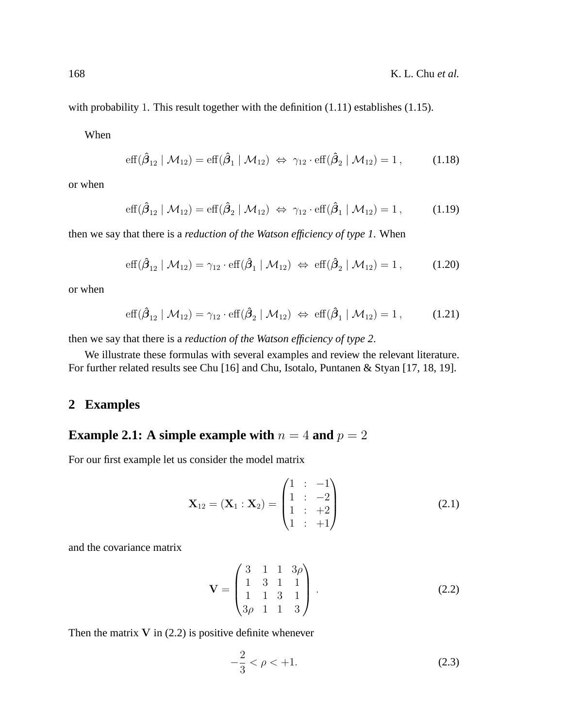with probability 1. This result together with the definition (1.11) establishes (1.15).

When

$$\mathrm{eff}(\hat{\boldsymbol{\beta}}_{12} \mid \mathcal{M}_{12}) = \mathrm{eff}(\hat{\boldsymbol{\beta}}_1 \mid \mathcal{M}_{12}) \;\Leftrightarrow\; \gamma_{12} \cdot \mathrm{eff}(\hat{\boldsymbol{\beta}}_2 \mid \mathcal{M}_{12}) = 1\,, \tag{1.18}$$

or when

$$\mathrm{eff}(\hat{\boldsymbol{\beta}}_{12} \mid \mathcal{M}_{12}) = \mathrm{eff}(\hat{\boldsymbol{\beta}}_2 \mid \mathcal{M}_{12}) \;\Leftrightarrow\; \gamma_{12} \cdot \mathrm{eff}(\hat{\boldsymbol{\beta}}_1 \mid \mathcal{M}_{12}) = 1\,, \tag{1.19}$$

then we say that there is a *reduction of the Watson efficiency of type 1*. When

$$\mathrm{eff}(\hat{\boldsymbol{\beta}}_{12} \mid \mathcal{M}_{12}) = \gamma_{12} \cdot \mathrm{eff}(\hat{\boldsymbol{\beta}}_1 \mid \mathcal{M}_{12}) \;\Leftrightarrow\; \mathrm{eff}(\hat{\boldsymbol{\beta}}_2 \mid \mathcal{M}_{12}) = 1\,, \tag{1.20}$$

or when

$$\mathrm{eff}(\hat{\boldsymbol{\beta}}_{12} \mid \mathcal{M}_{12}) = \gamma_{12} \cdot \mathrm{eff}(\hat{\boldsymbol{\beta}}_2 \mid \mathcal{M}_{12}) \;\Leftrightarrow\; \mathrm{eff}(\hat{\boldsymbol{\beta}}_1 \mid \mathcal{M}_{12}) = 1\,, \tag{1.21}$$

then we say that there is a *reduction of the Watson efficiency of type 2*.

We illustrate these formulas with several examples and review the relevant literature. For further related results see Chu [16] and Chu, Isotalo, Puntanen & Styan [17, 18, 19].

## 2 Examples

### Example 2.1: A simple example with $n = 4$ and $p = 2$

For our first example let us consider the model matrix

$$\mathbf{X}_{12} = (\mathbf{X}_1 : \mathbf{X}_2) = \begin{pmatrix} 1 & : & -1 \\ 1 & : & -2 \\ 1 & : & +2 \\ 1 & : & +1 \end{pmatrix} \tag{2.1}$$

and the covariance matrix

$$\mathbf{V} = \begin{pmatrix} 3 & 1 & 1 & 3\rho \\ 1 & 3 & 1 & 1 \\ 1 & 1 & 3 & 1 \\ 3\rho & 1 & 1 & 3 \end{pmatrix}. \tag{2.2}$$

Then the matrix $\mathbf{V}$ in (2.2) is positive definite whenever

$$-\frac{2}{3} < \rho < +1. \tag{2.3}$$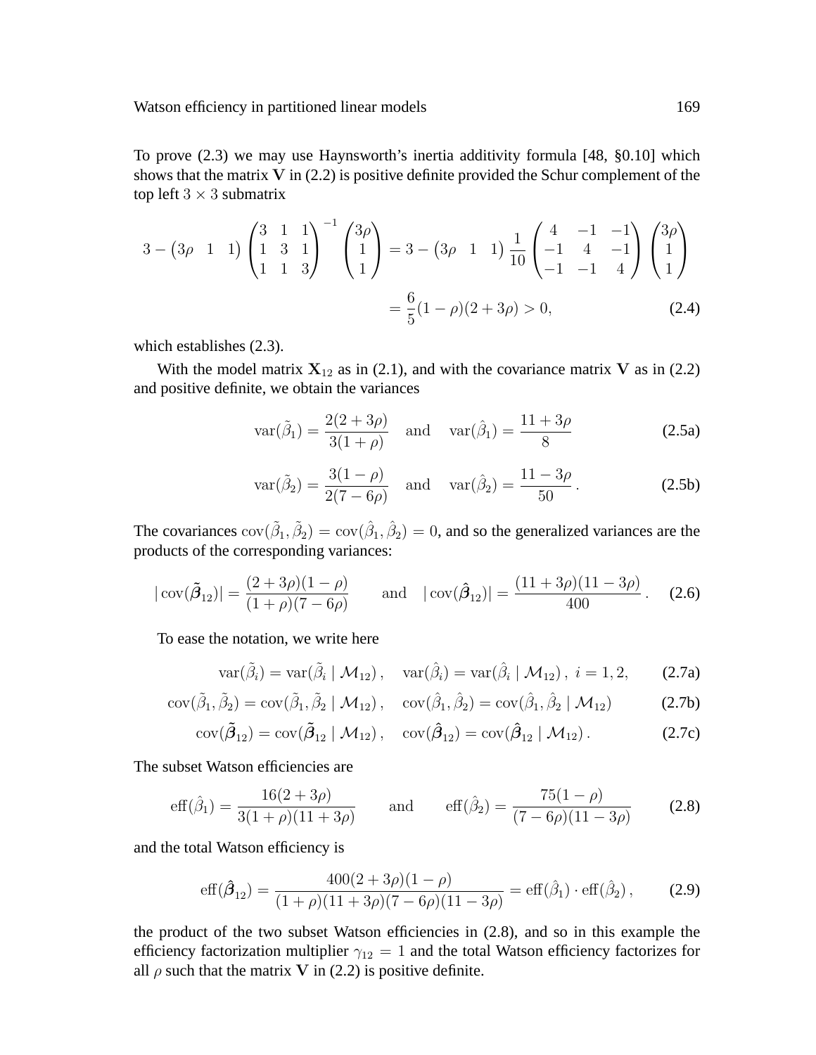To prove (2.3) we may use Haynsworth's inertia additivity formula [48, §0.10] which shows that the matrix $\mathbf{V}$ in (2.2) is positive definite provided the Schur complement of the top left $3 \times 3$ submatrix

$$
\begin{aligned}
3 - \begin{pmatrix} 3\rho & 1 & 1 \end{pmatrix} \begin{pmatrix} 3 & 1 & 1 \\ 1 & 3 & 1 \\ 1 & 1 & 3 \end{pmatrix}^{-1} \begin{pmatrix} 3\rho \\ 1 \\ 1 \end{pmatrix} &= 3 - \begin{pmatrix} 3\rho & 1 & 1 \end{pmatrix} \frac{1}{10} \begin{pmatrix} 4 & -1 & -1 \\ -1 & 4 & -1 \\ -1 & -1 & 4 \end{pmatrix} \begin{pmatrix} 3\rho \\ 1 \\ 1 \end{pmatrix} \\
&= \frac{6}{5}(1-\rho)(2+3\rho) > 0, \qquad (2.4)
\end{aligned}
$$

which establishes (2.3).

With the model matrix $\mathbf{X}_{12}$ as in (2.1), and with the covariance matrix $\mathbf{V}$ as in (2.2) and positive definite, we obtain the variances

$$
\operatorname{var}(\tilde{\beta}_1) = \frac{2(2+3\rho)}{3(1+\rho)} \quad \text{and} \quad \operatorname{var}(\hat{\beta}_1) = \frac{11+3\rho}{8} \tag{2.5a}
$$

$$
\operatorname{var}(\tilde{\beta}_2) = \frac{3(1-\rho)}{2(7-6\rho)} \quad \text{and} \quad \operatorname{var}(\hat{\beta}_2) = \frac{11-3\rho}{50}\,. \tag{2.5b}
$$

The covariances $\operatorname{cov}(\tilde{\beta}_1, \tilde{\beta}_2) = \operatorname{cov}(\hat{\beta}_1, \hat{\beta}_2) = 0$, and so the generalized variances are the products of the corresponding variances:

$$
|\operatorname{cov}(\tilde{\boldsymbol{\beta}}_{12})| = \frac{(2+3\rho)(1-\rho)}{(1+\rho)(7-6\rho)} \qquad \text{and} \quad |\operatorname{cov}(\hat{\boldsymbol{\beta}}_{12})| = \frac{(11+3\rho)(11-3\rho)}{400}\,. \tag{2.6}
$$

To ease the notation, we write here

$$
\operatorname{var}(\tilde{\beta}_i) = \operatorname{var}(\tilde{\beta}_i \mid \mathcal{M}_{12})\,, \quad \operatorname{var}(\hat{\beta}_i) = \operatorname{var}(\hat{\beta}_i \mid \mathcal{M}_{12})\,,\ i = 1, 2, \tag{2.7a}
$$

$$
\operatorname{cov}(\tilde{\beta}_1, \tilde{\beta}_2) = \operatorname{cov}(\tilde{\beta}_1, \tilde{\beta}_2 \mid \mathcal{M}_{12})\,, \quad \operatorname{cov}(\hat{\beta}_1, \hat{\beta}_2) = \operatorname{cov}(\hat{\beta}_1, \hat{\beta}_2 \mid \mathcal{M}_{12}) \tag{2.7b}
$$

$$
\operatorname{cov}(\tilde{\boldsymbol{\beta}}_{12}) = \operatorname{cov}(\tilde{\boldsymbol{\beta}}_{12} \mid \mathcal{M}_{12})\,, \quad \operatorname{cov}(\hat{\boldsymbol{\beta}}_{12}) = \operatorname{cov}(\hat{\boldsymbol{\beta}}_{12} \mid \mathcal{M}_{12})\,. \tag{2.7c}
$$

The subset Watson efficiencies are

$$
\operatorname{eff}(\hat{\beta}_1) = \frac{16(2+3\rho)}{3(1+\rho)(11+3\rho)} \qquad \text{and} \qquad \operatorname{eff}(\hat{\beta}_2) = \frac{75(1-\rho)}{(7-6\rho)(11-3\rho)} \tag{2.8}
$$

and the total Watson efficiency is

$$
\operatorname{eff}(\hat{\boldsymbol{\beta}}_{12}) = \frac{400(2+3\rho)(1-\rho)}{(1+\rho)(11+3\rho)(7-6\rho)(11-3\rho)} = \operatorname{eff}(\hat{\beta}_1) \cdot \operatorname{eff}(\hat{\beta}_2)\,, \tag{2.9}
$$

the product of the two subset Watson efficiencies in (2.8), and so in this example the efficiency factorization multiplier $\gamma_{12} = 1$ and the total Watson efficiency factorizes for all $\rho$ such that the matrix $\mathbf{V}$ in (2.2) is positive definite.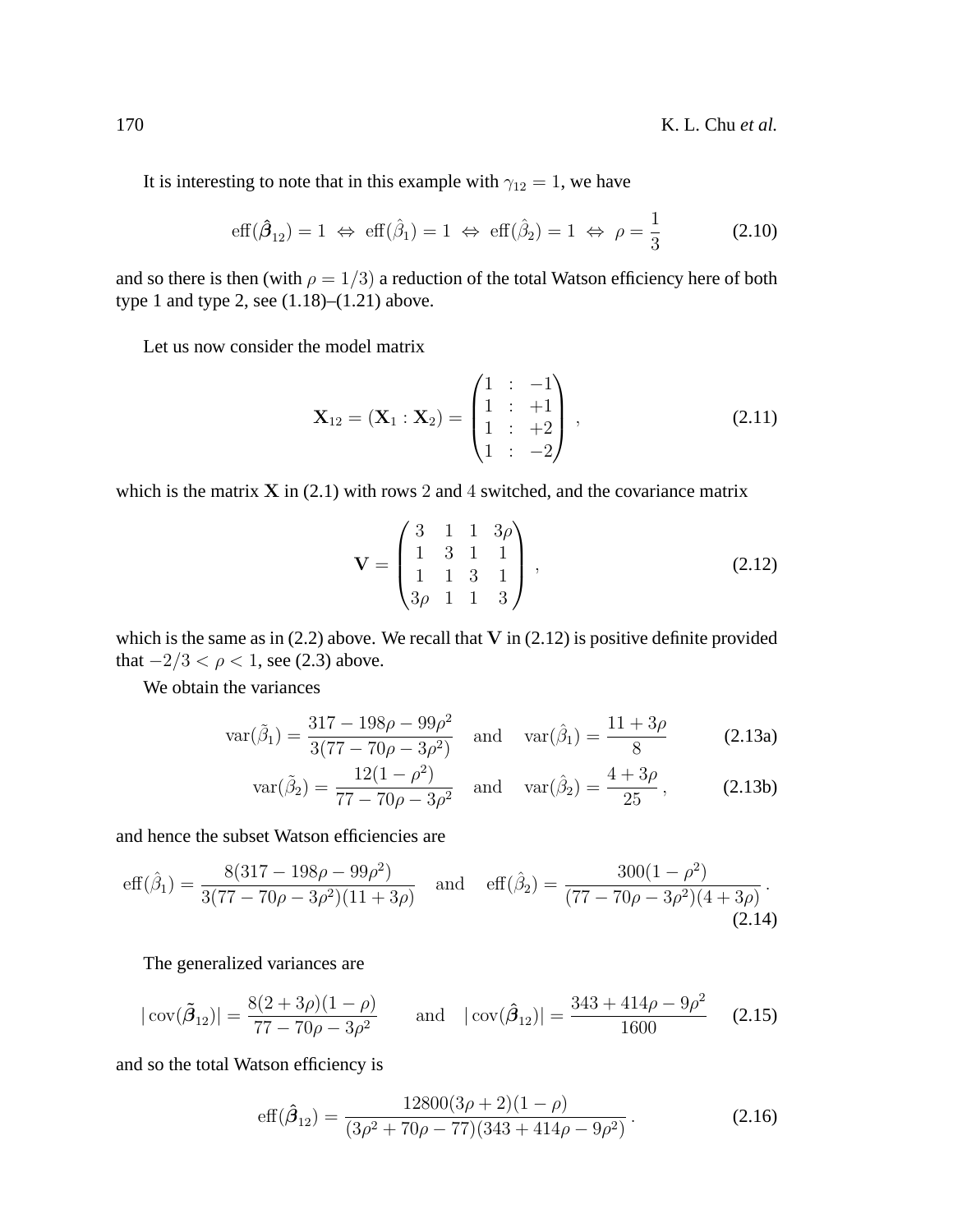It is interesting to note that in this example with $\gamma_{12} = 1$, we have

$$\text{eff}(\hat{\boldsymbol{\beta}}_{12}) = 1 \;\Leftrightarrow\; \text{eff}(\hat{\beta}_1) = 1 \;\Leftrightarrow\; \text{eff}(\hat{\beta}_2) = 1 \;\Leftrightarrow\; \rho = \frac{1}{3} \tag{2.10}$$

and so there is then (with $\rho = 1/3$) a reduction of the total Watson efficiency here of both type 1 and type 2, see (1.18)–(1.21) above.

Let us now consider the model matrix

$$\mathbf{X}_{12} = (\mathbf{X}_1 : \mathbf{X}_2) = \begin{pmatrix} 1 & : & -1 \\ 1 & : & +1 \\ 1 & : & +2 \\ 1 & : & -2 \end{pmatrix}, \tag{2.11}$$

which is the matrix $\mathbf{X}$ in (2.1) with rows 2 and 4 switched, and the covariance matrix

$$\mathbf{V} = \begin{pmatrix} 3 & 1 & 1 & 3\rho \\ 1 & 3 & 1 & 1 \\ 1 & 1 & 3 & 1 \\ 3\rho & 1 & 1 & 3 \end{pmatrix}, \tag{2.12}$$

which is the same as in (2.2) above. We recall that $\mathbf{V}$ in (2.12) is positive definite provided that $-2/3 < \rho < 1$, see (2.3) above.

We obtain the variances

$$\text{var}(\tilde{\beta}_1) = \frac{317 - 198\rho - 99\rho^2}{3(77 - 70\rho - 3\rho^2)} \quad \text{and} \quad \text{var}(\hat{\beta}_1) = \frac{11 + 3\rho}{8} \tag{2.13a}$$

$$\text{var}(\tilde{\beta}_2) = \frac{12(1 - \rho^2)}{77 - 70\rho - 3\rho^2} \quad \text{and} \quad \text{var}(\hat{\beta}_2) = \frac{4 + 3\rho}{25}, \tag{2.13b}$$

and hence the subset Watson efficiencies are

$$\text{eff}(\hat{\beta}_1) = \frac{8(317 - 198\rho - 99\rho^2)}{3(77 - 70\rho - 3\rho^2)(11 + 3\rho)} \quad \text{and} \quad \text{eff}(\hat{\beta}_2) = \frac{300(1 - \rho^2)}{(77 - 70\rho - 3\rho^2)(4 + 3\rho)}. \tag{2.14}$$

The generalized variances are

$$|\text{cov}(\tilde{\boldsymbol{\beta}}_{12})| = \frac{8(2 + 3\rho)(1 - \rho)}{77 - 70\rho - 3\rho^2} \qquad \text{and} \quad |\text{cov}(\hat{\boldsymbol{\beta}}_{12})| = \frac{343 + 414\rho - 9\rho^2}{1600} \tag{2.15}$$

and so the total Watson efficiency is

$$\text{eff}(\hat{\boldsymbol{\beta}}_{12}) = \frac{12800(3\rho + 2)(1 - \rho)}{(3\rho^2 + 70\rho - 77)(343 + 414\rho - 9\rho^2)}. \tag{2.16}$$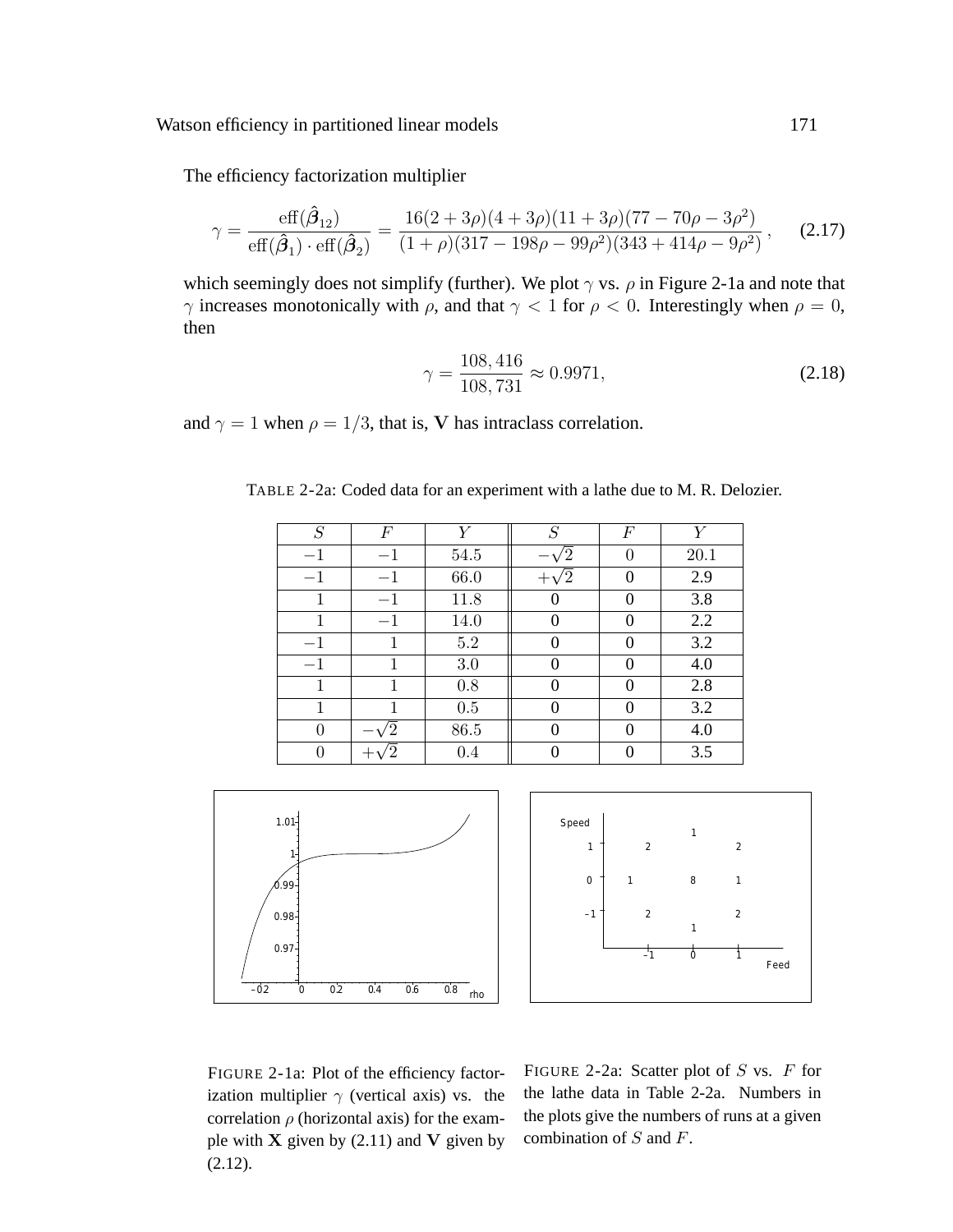The efficiency factorization multiplier

$$\gamma = \frac{\mathrm{eff}(\hat{\boldsymbol{\beta}}_{12})}{\mathrm{eff}(\hat{\boldsymbol{\beta}}_1) \cdot \mathrm{eff}(\hat{\boldsymbol{\beta}}_2)} = \frac{16(2+3\rho)(4+3\rho)(11+3\rho)(77-70\rho-3\rho^2)}{(1+\rho)(317-198\rho-99\rho^2)(343+414\rho-9\rho^2)}\,, \tag{2.17}$$

which seemingly does not simplify (further). We plot $\gamma$ vs. $\rho$ in Figure 2-1a and note that $\gamma$ increases monotonically with $\rho$, and that $\gamma < 1$ for $\rho < 0$. Interestingly when $\rho = 0$, then

$$\gamma = \frac{108,416}{108,731} \approx 0.9971, \tag{2.18}$$

and $\gamma = 1$ when $\rho = 1/3$, that is, $\mathbf{V}$ has intraclass correlation.

TABLE 2-2a: Coded data for an experiment with a lathe due to M. R. Delozier.

| $S$ | $F$ | $Y$ | $S$ | $F$ | $Y$ |
|---|---|---|---|---|---|
| $-1$ | $-1$ | 54.5 | $-\sqrt{2}$ | 0 | 20.1 |
| $-1$ | $-1$ | 66.0 | $+\sqrt{2}$ | 0 | 2.9 |
| 1 | $-1$ | 11.8 | 0 | 0 | 3.8 |
| 1 | $-1$ | 14.0 | 0 | 0 | 2.2 |
| $-1$ | 1 | 5.2 | 0 | 0 | 3.2 |
| $-1$ | 1 | 3.0 | 0 | 0 | 4.0 |
| 1 | 1 | 0.8 | 0 | 0 | 2.8 |
| 1 | 1 | 0.5 | 0 | 0 | 3.2 |
| 0 | $-\sqrt{2}$ | 86.5 | 0 | 0 | 4.0 |
| 0 | $+\sqrt{2}$ | 0.4 | 0 | 0 | 3.5 |

FIGURE 2-1a: Plot of the efficiency factorization multiplier $\gamma$ (vertical axis) vs. the correlation $\rho$ (horizontal axis) for the example with $\mathbf{X}$ given by (2.11) and $\mathbf{V}$ given by (2.12).

FIGURE 2-2a: Scatter plot of $S$ vs. $F$ for the lathe data in Table 2-2a. Numbers in the plots give the numbers of runs at a given combination of $S$ and $F$.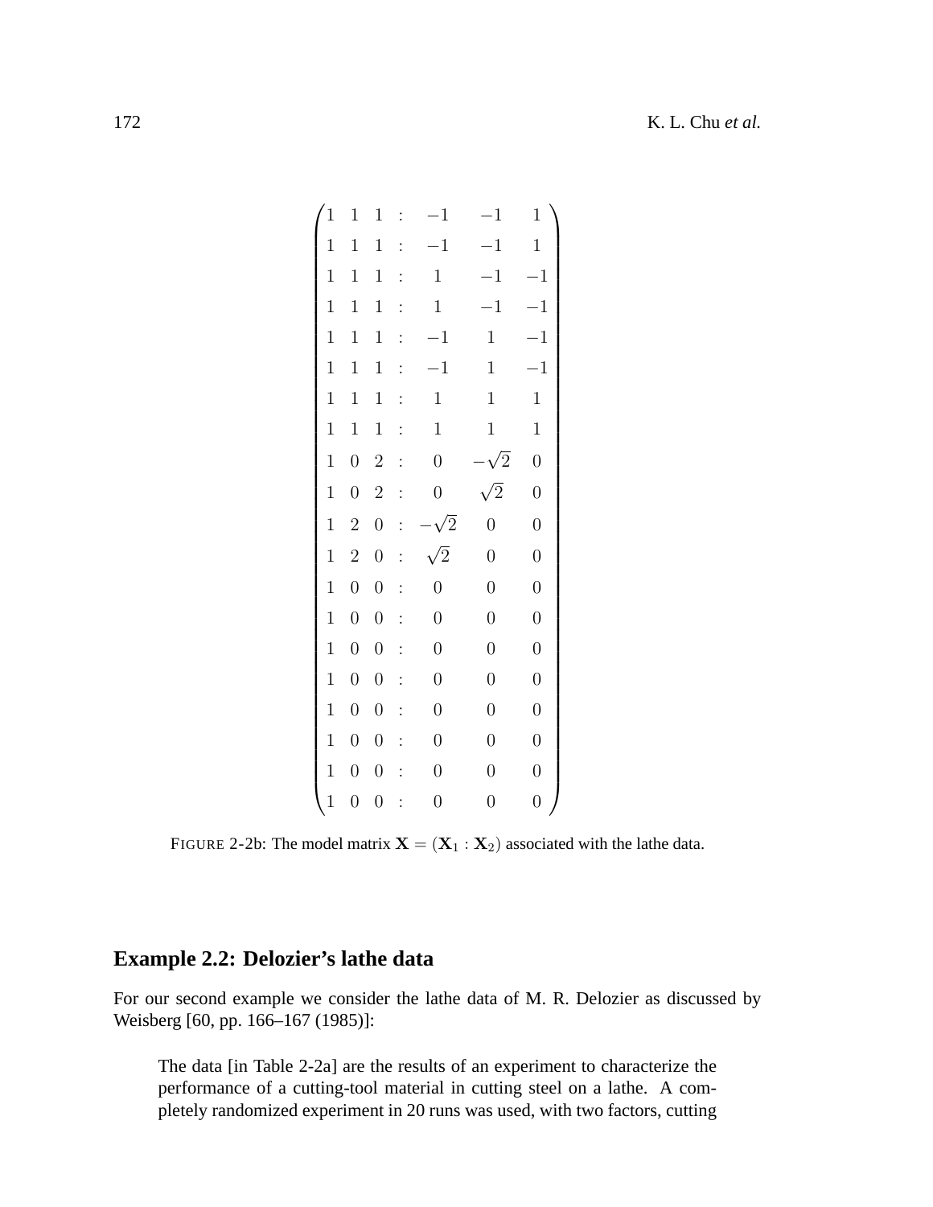$$
\begin{pmatrix}
1 & 1 & 1 & : & -1 & -1 & 1 \\
1 & 1 & 1 & : & -1 & -1 & 1 \\
1 & 1 & 1 & : & 1 & -1 & -1 \\
1 & 1 & 1 & : & 1 & -1 & -1 \\
1 & 1 & 1 & : & -1 & 1 & -1 \\
1 & 1 & 1 & : & -1 & 1 & -1 \\
1 & 1 & 1 & : & 1 & 1 & 1 \\
1 & 1 & 1 & : & 1 & 1 & 1 \\
1 & 0 & 2 & : & 0 & -\sqrt{2} & 0 \\
1 & 0 & 2 & : & 0 & \sqrt{2} & 0 \\
1 & 2 & 0 & : & -\sqrt{2} & 0 & 0 \\
1 & 2 & 0 & : & \sqrt{2} & 0 & 0 \\
1 & 0 & 0 & : & 0 & 0 & 0 \\
1 & 0 & 0 & : & 0 & 0 & 0 \\
1 & 0 & 0 & : & 0 & 0 & 0 \\
1 & 0 & 0 & : & 0 & 0 & 0 \\
1 & 0 & 0 & : & 0 & 0 & 0 \\
1 & 0 & 0 & : & 0 & 0 & 0 \\
1 & 0 & 0 & : & 0 & 0 & 0 \\
1 & 0 & 0 & : & 0 & 0 & 0
\end{pmatrix}
$$

FIGURE 2-2b: The model matrix $\mathbf{X} = (\mathbf{X}_1 : \mathbf{X}_2)$ associated with the lathe data.

## Example 2.2: Delozier's lathe data

For our second example we consider the lathe data of M. R. Delozier as discussed by Weisberg [60, pp. 166–167 (1985)]:

> The data [in Table 2-2a] are the results of an experiment to characterize the performance of a cutting-tool material in cutting steel on a lathe. A completely randomized experiment in 20 runs was used, with two factors, cutting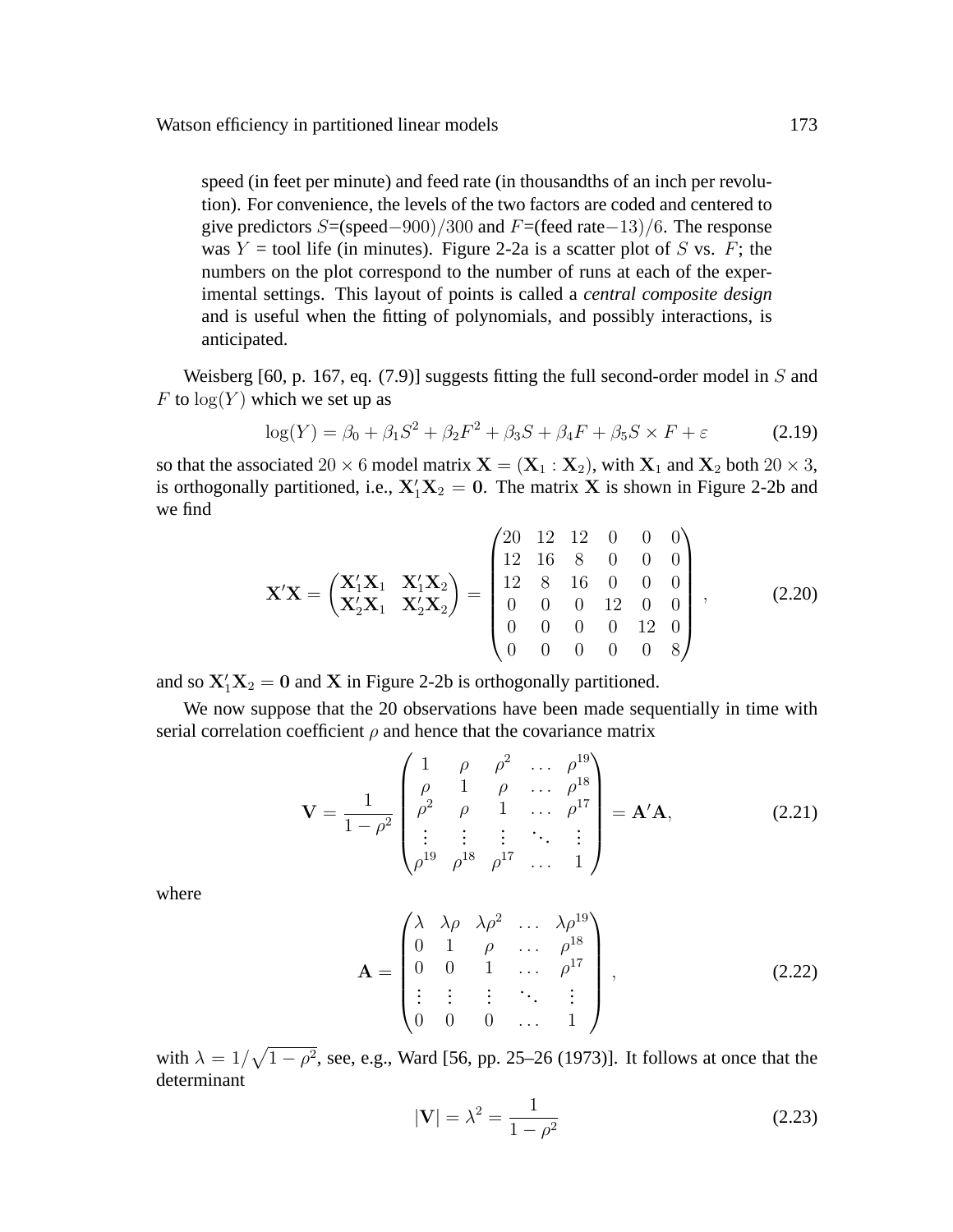speed (in feet per minute) and feed rate (in thousandths of an inch per revolution). For convenience, the levels of the two factors are coded and centered to give predictors $S$=(speed$-900)/300$ and $F$=(feed rate$-13)/6$. The response was $Y$ = tool life (in minutes). Figure 2-2a is a scatter plot of $S$ vs. $F$; the numbers on the plot correspond to the number of runs at each of the experimental settings. This layout of points is called a *central composite design* and is useful when the fitting of polynomials, and possibly interactions, is anticipated.

Weisberg [60, p. 167, eq. (7.9)] suggests fitting the full second-order model in $S$ and $F$ to $\log(Y)$ which we set up as

$$\log(Y) = \beta_0 + \beta_1 S^2 + \beta_2 F^2 + \beta_3 S + \beta_4 F + \beta_5 S \times F + \varepsilon \tag{2.19}$$

so that the associated $20 \times 6$ model matrix $\mathbf{X} = (\mathbf{X}_1 : \mathbf{X}_2)$, with $\mathbf{X}_1$ and $\mathbf{X}_2$ both $20 \times 3$, is orthogonally partitioned, i.e., $\mathbf{X}_1'\mathbf{X}_2 = \mathbf{0}$. The matrix $\mathbf{X}$ is shown in Figure 2-2b and we find

$$\mathbf{X}'\mathbf{X} = \begin{pmatrix} \mathbf{X}_1'\mathbf{X}_1 & \mathbf{X}_1'\mathbf{X}_2 \\ \mathbf{X}_2'\mathbf{X}_1 & \mathbf{X}_2'\mathbf{X}_2 \end{pmatrix} = \begin{pmatrix} 20 & 12 & 12 & 0 & 0 & 0 \\ 12 & 16 & 8 & 0 & 0 & 0 \\ 12 & 8 & 16 & 0 & 0 & 0 \\ 0 & 0 & 0 & 12 & 0 & 0 \\ 0 & 0 & 0 & 0 & 12 & 0 \\ 0 & 0 & 0 & 0 & 0 & 8 \end{pmatrix}, \tag{2.20}$$

and so $\mathbf{X}_1'\mathbf{X}_2 = \mathbf{0}$ and $\mathbf{X}$ in Figure 2-2b is orthogonally partitioned.

We now suppose that the 20 observations have been made sequentially in time with serial correlation coefficient $\rho$ and hence that the covariance matrix

$$\mathbf{V} = \frac{1}{1-\rho^2} \begin{pmatrix} 1 & \rho & \rho^2 & \dots & \rho^{19} \\ \rho & 1 & \rho & \dots & \rho^{18} \\ \rho^2 & \rho & 1 & \dots & \rho^{17} \\ \vdots & \vdots & \vdots & \ddots & \vdots \\ \rho^{19} & \rho^{18} & \rho^{17} & \dots & 1 \end{pmatrix} = \mathbf{A}'\mathbf{A}, \tag{2.21}$$

where

$$\mathbf{A} = \begin{pmatrix} \lambda & \lambda\rho & \lambda\rho^2 & \dots & \lambda\rho^{19} \\ 0 & 1 & \rho & \dots & \rho^{18} \\ 0 & 0 & 1 & \dots & \rho^{17} \\ \vdots & \vdots & \vdots & \ddots & \vdots \\ 0 & 0 & 0 & \dots & 1 \end{pmatrix}, \tag{2.22}$$

with $\lambda = 1/\sqrt{1-\rho^2}$, see, e.g., Ward [56, pp. 25–26 (1973)]. It follows at once that the determinant

$$|\mathbf{V}| = \lambda^2 = \frac{1}{1-\rho^2} \tag{2.23}$$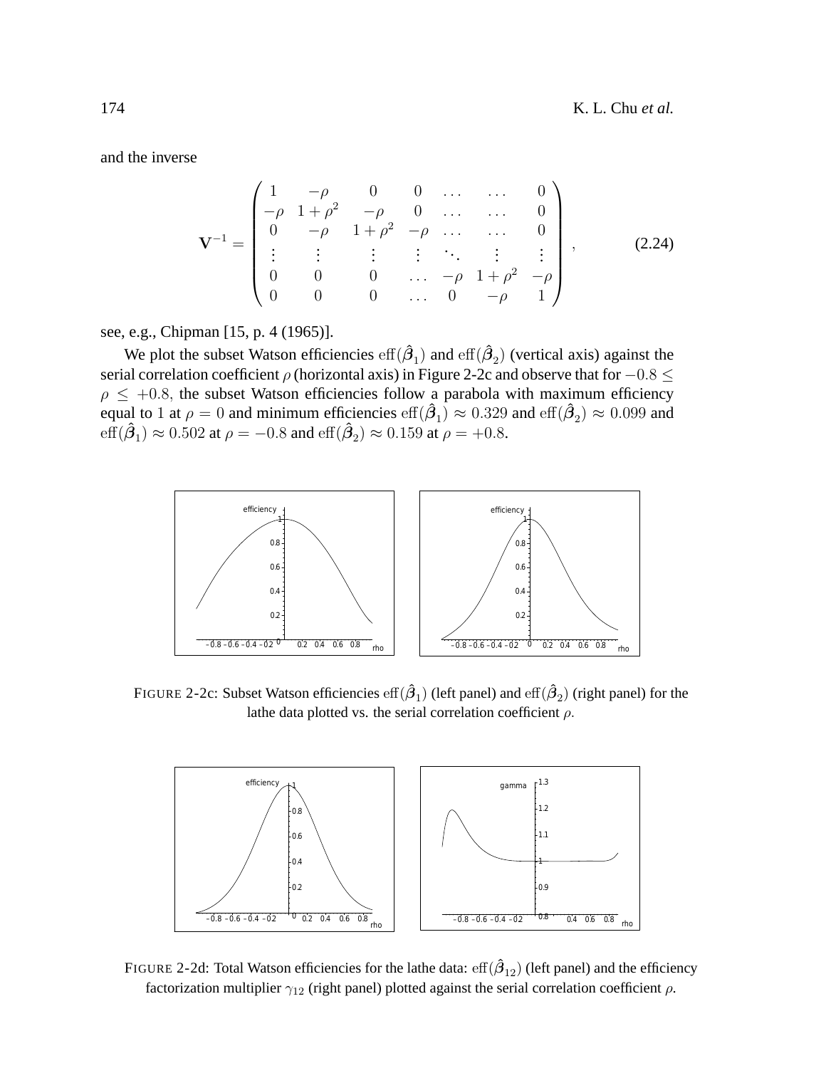and the inverse

$$
\mathbf{V}^{-1} = \begin{pmatrix} 1 & -\rho & 0 & 0 & \dots & \dots & 0 \\ -\rho & 1+\rho^2 & -\rho & 0 & \dots & \dots & 0 \\ 0 & -\rho & 1+\rho^2 & -\rho & \dots & \dots & 0 \\ \vdots & \vdots & \vdots & \vdots & \ddots & \vdots & \vdots \\ 0 & 0 & 0 & \dots & -\rho & 1+\rho^2 & -\rho \\ 0 & 0 & 0 & \dots & 0 & -\rho & 1 \end{pmatrix}, \tag{2.24}
$$

see, e.g., Chipman [15, p. 4 (1965)].

We plot the subset Watson efficiencies $\operatorname{eff}(\hat{\boldsymbol{\beta}}_1)$ and $\operatorname{eff}(\hat{\boldsymbol{\beta}}_2)$ (vertical axis) against the serial correlation coefficient $\rho$ (horizontal axis) in Figure 2-2c and observe that for $-0.8 \leq \rho \leq +0.8$, the subset Watson efficiencies follow a parabola with maximum efficiency equal to 1 at $\rho = 0$ and minimum efficiencies $\operatorname{eff}(\hat{\boldsymbol{\beta}}_1) \approx 0.329$ and $\operatorname{eff}(\hat{\boldsymbol{\beta}}_2) \approx 0.099$ and $\operatorname{eff}(\hat{\boldsymbol{\beta}}_1) \approx 0.502$ at $\rho = -0.8$ and $\operatorname{eff}(\hat{\boldsymbol{\beta}}_2) \approx 0.159$ at $\rho = +0.8$.

FIGURE 2-2c: Subset Watson efficiencies $\operatorname{eff}(\hat{\boldsymbol{\beta}}_1)$ (left panel) and $\operatorname{eff}(\hat{\boldsymbol{\beta}}_2)$ (right panel) for the lathe data plotted vs. the serial correlation coefficient $\rho$.

FIGURE 2-2d: Total Watson efficiencies for the lathe data: $\operatorname{eff}(\hat{\boldsymbol{\beta}}_{12})$ (left panel) and the efficiency factorization multiplier $\gamma_{12}$ (right panel) plotted against the serial correlation coefficient $\rho$.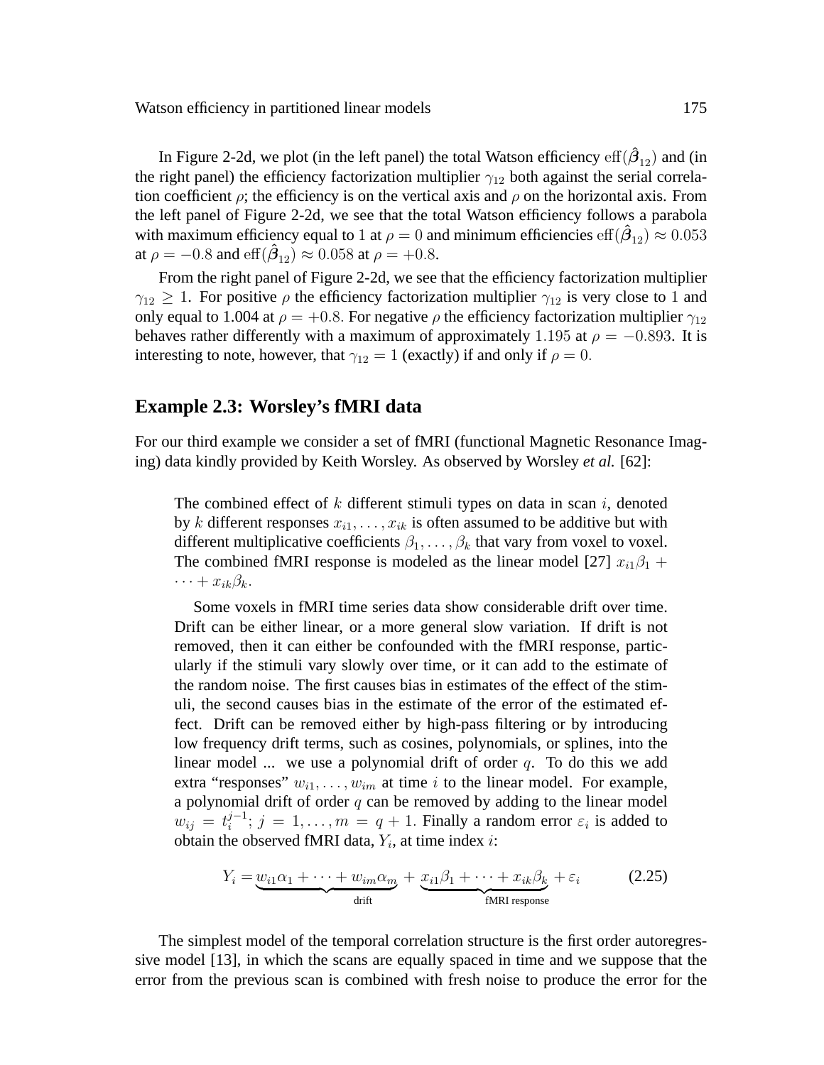In Figure 2-2d, we plot (in the left panel) the total Watson efficiency $\mathrm{eff}(\hat{\boldsymbol{\beta}}_{12})$ and (in the right panel) the efficiency factorization multiplier $\gamma_{12}$ both against the serial correlation coefficient $\rho$; the efficiency is on the vertical axis and $\rho$ on the horizontal axis. From the left panel of Figure 2-2d, we see that the total Watson efficiency follows a parabola with maximum efficiency equal to 1 at $\rho = 0$ and minimum efficiencies $\mathrm{eff}(\hat{\boldsymbol{\beta}}_{12}) \approx 0.053$ at $\rho = -0.8$ and $\mathrm{eff}(\hat{\boldsymbol{\beta}}_{12}) \approx 0.058$ at $\rho = +0.8$.

From the right panel of Figure 2-2d, we see that the efficiency factorization multiplier $\gamma_{12} \geq 1$. For positive $\rho$ the efficiency factorization multiplier $\gamma_{12}$ is very close to 1 and only equal to 1.004 at $\rho = +0.8$. For negative $\rho$ the efficiency factorization multiplier $\gamma_{12}$ behaves rather differently with a maximum of approximately 1.195 at $\rho = -0.893$. It is interesting to note, however, that $\gamma_{12} = 1$ (exactly) if and only if $\rho = 0$.

## Example 2.3: Worsley's fMRI data

For our third example we consider a set of fMRI (functional Magnetic Resonance Imaging) data kindly provided by Keith Worsley. As observed by Worsley *et al.* [62]:

> The combined effect of $k$ different stimuli types on data in scan $i$, denoted by $k$ different responses $x_{i1}, \ldots, x_{ik}$ is often assumed to be additive but with different multiplicative coefficients $\beta_1, \ldots, \beta_k$ that vary from voxel to voxel. The combined fMRI response is modeled as the linear model [27] $x_{i1}\beta_1 + \cdots + x_{ik}\beta_k$.
>
> Some voxels in fMRI time series data show considerable drift over time. Drift can be either linear, or a more general slow variation. If drift is not removed, then it can either be confounded with the fMRI response, particularly if the stimuli vary slowly over time, or it can add to the estimate of the random noise. The first causes bias in estimates of the effect of the stimuli, the second causes bias in the estimate of the error of the estimated effect. Drift can be removed either by high-pass filtering or by introducing low frequency drift terms, such as cosines, polynomials, or splines, into the linear model ... we use a polynomial drift of order $q$. To do this we add extra "responses" $w_{i1}, \ldots, w_{im}$ at time $i$ to the linear model. For example, a polynomial drift of order $q$ can be removed by adding to the linear model $w_{ij} = t_i^{j-1}$; $j = 1, \ldots, m = q + 1$. Finally a random error $\varepsilon_i$ is added to obtain the observed fMRI data, $Y_i$, at time index $i$:
>
> $$Y_i = \underbrace{w_{i1}\alpha_1 + \cdots + w_{im}\alpha_m}_{\text{drift}} + \underbrace{x_{i1}\beta_1 + \cdots + x_{ik}\beta_k}_{\text{fMRI response}} + \varepsilon_i \qquad (2.25)$$

The simplest model of the temporal correlation structure is the first order autoregressive model [13], in which the scans are equally spaced in time and we suppose that the error from the previous scan is combined with fresh noise to produce the error for the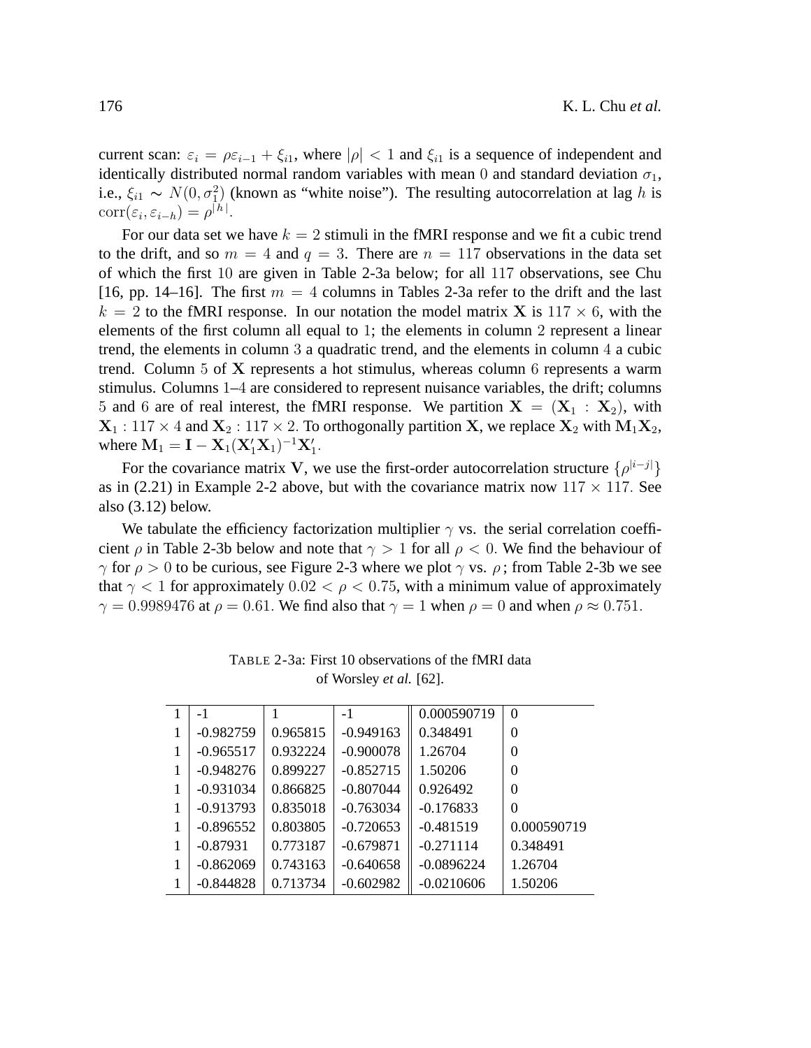current scan: $\varepsilon_i = \rho\varepsilon_{i-1} + \xi_{i1}$, where $|\rho| < 1$ and $\xi_{i1}$ is a sequence of independent and identically distributed normal random variables with mean 0 and standard deviation $\sigma_1$, i.e., $\xi_{i1} \sim N(0, \sigma_1^2)$ (known as "white noise"). The resulting autocorrelation at lag $h$ is $\text{corr}(\varepsilon_i, \varepsilon_{i-h}) = \rho^{|h|}$.

For our data set we have $k = 2$ stimuli in the fMRI response and we fit a cubic trend to the drift, and so $m = 4$ and $q = 3$. There are $n = 117$ observations in the data set of which the first 10 are given in Table 2-3a below; for all 117 observations, see Chu [16, pp. 14–16]. The first $m = 4$ columns in Tables 2-3a refer to the drift and the last $k = 2$ to the fMRI response. In our notation the model matrix $\mathbf{X}$ is $117 \times 6$, with the elements of the first column all equal to 1; the elements in column 2 represent a linear trend, the elements in column 3 a quadratic trend, and the elements in column 4 a cubic trend. Column 5 of $\mathbf{X}$ represents a hot stimulus, whereas column 6 represents a warm stimulus. Columns 1–4 are considered to represent nuisance variables, the drift; columns 5 and 6 are of real interest, the fMRI response. We partition $\mathbf{X} = (\mathbf{X}_1 : \mathbf{X}_2)$, with $\mathbf{X}_1 : 117 \times 4$ and $\mathbf{X}_2 : 117 \times 2$. To orthogonally partition $\mathbf{X}$, we replace $\mathbf{X}_2$ with $\mathbf{M}_1\mathbf{X}_2$, where $\mathbf{M}_1 = \mathbf{I} - \mathbf{X}_1(\mathbf{X}_1'\mathbf{X}_1)^{-1}\mathbf{X}_1'$.

For the covariance matrix $\mathbf{V}$, we use the first-order autocorrelation structure $\{\rho^{|i-j|}\}$ as in (2.21) in Example 2-2 above, but with the covariance matrix now $117 \times 117$. See also (3.12) below.

We tabulate the efficiency factorization multiplier $\gamma$ vs. the serial correlation coefficient $\rho$ in Table 2-3b below and note that $\gamma > 1$ for all $\rho < 0$. We find the behaviour of $\gamma$ for $\rho > 0$ to be curious, see Figure 2-3 where we plot $\gamma$ vs. $\rho$; from Table 2-3b we see that $\gamma < 1$ for approximately $0.02 < \rho < 0.75$, with a minimum value of approximately $\gamma = 0.9989476$ at $\rho = 0.61$. We find also that $\gamma = 1$ when $\rho = 0$ and when $\rho \approx 0.751$.

TABLE 2-3a: First 10 observations of the fMRI data of Worsley *et al.* [62].

| | | | | | |
|---|---|---|---|---|---|
| 1 | -1 | 1 | -1 | 0.000590719 | 0 |
| 1 | -0.982759 | 0.965815 | -0.949163 | 0.348491 | 0 |
| 1 | -0.965517 | 0.932224 | -0.900078 | 1.26704 | 0 |
| 1 | -0.948276 | 0.899227 | -0.852715 | 1.50206 | 0 |
| 1 | -0.931034 | 0.866825 | -0.807044 | 0.926492 | 0 |
| 1 | -0.913793 | 0.835018 | -0.763034 | -0.176833 | 0 |
| 1 | -0.896552 | 0.803805 | -0.720653 | -0.481519 | 0.000590719 |
| 1 | -0.87931 | 0.773187 | -0.679871 | -0.271114 | 0.348491 |
| 1 | -0.862069 | 0.743163 | -0.640658 | -0.0896224 | 1.26704 |
| 1 | -0.844828 | 0.713734 | -0.602982 | -0.0210606 | 1.50206 |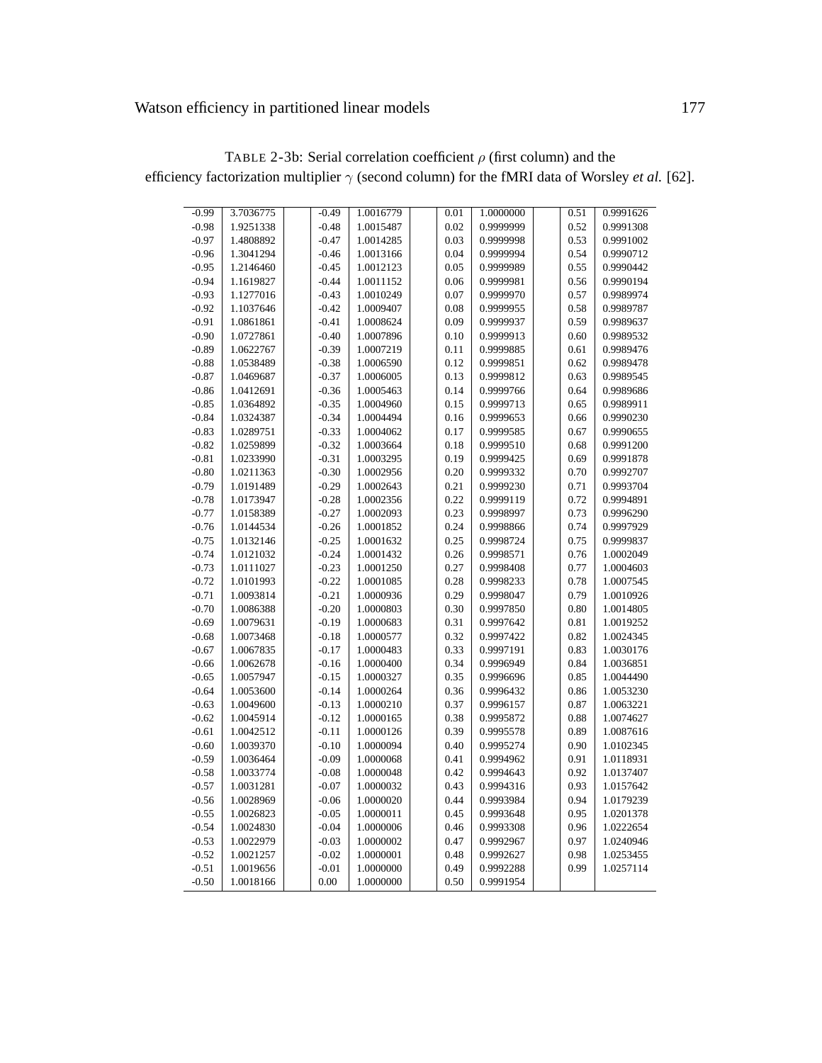TABLE 2-3b: Serial correlation coefficient $\rho$ (first column) and the efficiency factorization multiplier $\gamma$ (second column) for the fMRI data of Worsley *et al.* [62].

| $\rho$ | $\gamma$ | $\rho$ | $\gamma$ | $\rho$ | $\gamma$ | $\rho$ | $\gamma$ |
|---|---|---|---|---|---|---|---|
| -0.99 | 3.7036775 | -0.49 | 1.0016779 | 0.01 | 1.0000000 | 0.51 | 0.9991626 |
| -0.98 | 1.9251338 | -0.48 | 1.0015487 | 0.02 | 0.9999999 | 0.52 | 0.9991308 |
| -0.97 | 1.4808892 | -0.47 | 1.0014285 | 0.03 | 0.9999998 | 0.53 | 0.9991002 |
| -0.96 | 1.3041294 | -0.46 | 1.0013166 | 0.04 | 0.9999994 | 0.54 | 0.9990712 |
| -0.95 | 1.2146460 | -0.45 | 1.0012123 | 0.05 | 0.9999989 | 0.55 | 0.9990442 |
| -0.94 | 1.1619827 | -0.44 | 1.0011152 | 0.06 | 0.9999981 | 0.56 | 0.9990194 |
| -0.93 | 1.1277016 | -0.43 | 1.0010249 | 0.07 | 0.9999970 | 0.57 | 0.9989974 |
| -0.92 | 1.1037646 | -0.42 | 1.0009407 | 0.08 | 0.9999955 | 0.58 | 0.9989787 |
| -0.91 | 1.0861861 | -0.41 | 1.0008624 | 0.09 | 0.9999937 | 0.59 | 0.9989637 |
| -0.90 | 1.0727861 | -0.40 | 1.0007896 | 0.10 | 0.9999913 | 0.60 | 0.9989532 |
| -0.89 | 1.0622767 | -0.39 | 1.0007219 | 0.11 | 0.9999885 | 0.61 | 0.9989476 |
| -0.88 | 1.0538489 | -0.38 | 1.0006590 | 0.12 | 0.9999851 | 0.62 | 0.9989478 |
| -0.87 | 1.0469687 | -0.37 | 1.0006005 | 0.13 | 0.9999812 | 0.63 | 0.9989545 |
| -0.86 | 1.0412691 | -0.36 | 1.0005463 | 0.14 | 0.9999766 | 0.64 | 0.9989686 |
| -0.85 | 1.0364892 | -0.35 | 1.0004960 | 0.15 | 0.9999713 | 0.65 | 0.9989911 |
| -0.84 | 1.0324387 | -0.34 | 1.0004494 | 0.16 | 0.9999653 | 0.66 | 0.9990230 |
| -0.83 | 1.0289751 | -0.33 | 1.0004062 | 0.17 | 0.9999585 | 0.67 | 0.9990655 |
| -0.82 | 1.0259899 | -0.32 | 1.0003664 | 0.18 | 0.9999510 | 0.68 | 0.9991200 |
| -0.81 | 1.0233990 | -0.31 | 1.0003295 | 0.19 | 0.9999425 | 0.69 | 0.9991878 |
| -0.80 | 1.0211363 | -0.30 | 1.0002956 | 0.20 | 0.9999332 | 0.70 | 0.9992707 |
| -0.79 | 1.0191489 | -0.29 | 1.0002643 | 0.21 | 0.9999230 | 0.71 | 0.9993704 |
| -0.78 | 1.0173947 | -0.28 | 1.0002356 | 0.22 | 0.9999119 | 0.72 | 0.9994891 |
| -0.77 | 1.0158389 | -0.27 | 1.0002093 | 0.23 | 0.9998997 | 0.73 | 0.9996290 |
| -0.76 | 1.0144534 | -0.26 | 1.0001852 | 0.24 | 0.9998866 | 0.74 | 0.9997929 |
| -0.75 | 1.0132146 | -0.25 | 1.0001632 | 0.25 | 0.9998724 | 0.75 | 0.9999837 |
| -0.74 | 1.0121032 | -0.24 | 1.0001432 | 0.26 | 0.9998571 | 0.76 | 1.0002049 |
| -0.73 | 1.0111027 | -0.23 | 1.0001250 | 0.27 | 0.9998408 | 0.77 | 1.0004603 |
| -0.72 | 1.0101993 | -0.22 | 1.0001085 | 0.28 | 0.9998233 | 0.78 | 1.0007545 |
| -0.71 | 1.0093814 | -0.21 | 1.0000936 | 0.29 | 0.9998047 | 0.79 | 1.0010926 |
| -0.70 | 1.0086388 | -0.20 | 1.0000803 | 0.30 | 0.9997850 | 0.80 | 1.0014805 |
| -0.69 | 1.0079631 | -0.19 | 1.0000683 | 0.31 | 0.9997642 | 0.81 | 1.0019252 |
| -0.68 | 1.0073468 | -0.18 | 1.0000577 | 0.32 | 0.9997422 | 0.82 | 1.0024345 |
| -0.67 | 1.0067835 | -0.17 | 1.0000483 | 0.33 | 0.9997191 | 0.83 | 1.0030176 |
| -0.66 | 1.0062678 | -0.16 | 1.0000400 | 0.34 | 0.9996949 | 0.84 | 1.0036851 |
| -0.65 | 1.0057947 | -0.15 | 1.0000327 | 0.35 | 0.9996696 | 0.85 | 1.0044490 |
| -0.64 | 1.0053600 | -0.14 | 1.0000264 | 0.36 | 0.9996432 | 0.86 | 1.0053230 |
| -0.63 | 1.0049600 | -0.13 | 1.0000210 | 0.37 | 0.9996157 | 0.87 | 1.0063221 |
| -0.62 | 1.0045914 | -0.12 | 1.0000165 | 0.38 | 0.9995872 | 0.88 | 1.0074627 |
| -0.61 | 1.0042512 | -0.11 | 1.0000126 | 0.39 | 0.9995578 | 0.89 | 1.0087616 |
| -0.60 | 1.0039370 | -0.10 | 1.0000094 | 0.40 | 0.9995274 | 0.90 | 1.0102345 |
| -0.59 | 1.0036464 | -0.09 | 1.0000068 | 0.41 | 0.9994962 | 0.91 | 1.0118931 |
| -0.58 | 1.0033774 | -0.08 | 1.0000048 | 0.42 | 0.9994643 | 0.92 | 1.0137407 |
| -0.57 | 1.0031281 | -0.07 | 1.0000032 | 0.43 | 0.9994316 | 0.93 | 1.0157642 |
| -0.56 | 1.0028969 | -0.06 | 1.0000020 | 0.44 | 0.9993984 | 0.94 | 1.0179239 |
| -0.55 | 1.0026823 | -0.05 | 1.0000011 | 0.45 | 0.9993648 | 0.95 | 1.0201378 |
| -0.54 | 1.0024830 | -0.04 | 1.0000006 | 0.46 | 0.9993308 | 0.96 | 1.0222654 |
| -0.53 | 1.0022979 | -0.03 | 1.0000002 | 0.47 | 0.9992967 | 0.97 | 1.0240946 |
| -0.52 | 1.0021257 | -0.02 | 1.0000001 | 0.48 | 0.9992627 | 0.98 | 1.0253455 |
| -0.51 | 1.0019656 | -0.01 | 1.0000000 | 0.49 | 0.9992288 | 0.99 | 1.0257114 |
| -0.50 | 1.0018166 | 0.00 | 1.0000000 | 0.50 | 0.9991954 | | |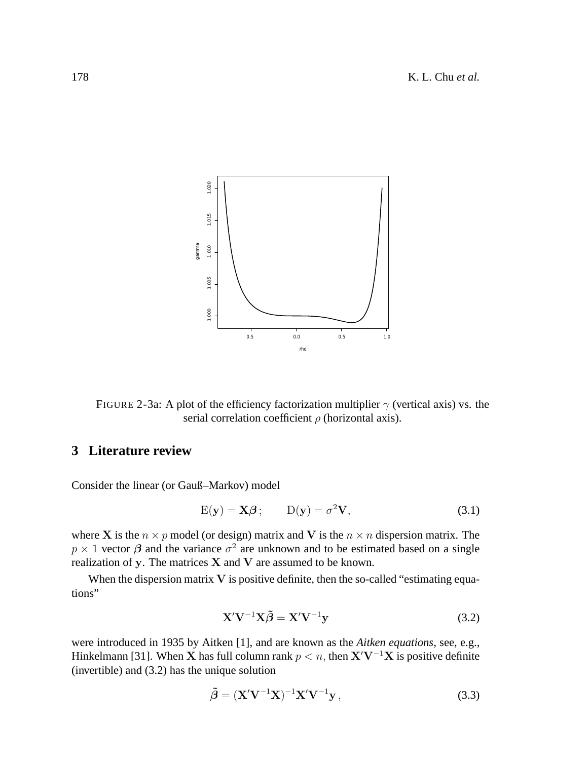FIGURE 2-3a: A plot of the efficiency factorization multiplier $\gamma$ (vertical axis) vs. the serial correlation coefficient $\rho$ (horizontal axis).

## 3 Literature review

Consider the linear (or Gauß–Markov) model

$$\mathrm{E}(\mathbf{y}) = \mathbf{X}\boldsymbol{\beta}\,; \qquad \mathrm{D}(\mathbf{y}) = \sigma^2\mathbf{V}, \tag{3.1}$$

where $\mathbf{X}$ is the $n \times p$ model (or design) matrix and $\mathbf{V}$ is the $n \times n$ dispersion matrix. The $p \times 1$ vector $\boldsymbol{\beta}$ and the variance $\sigma^2$ are unknown and to be estimated based on a single realization of $\mathbf{y}$. The matrices $\mathbf{X}$ and $\mathbf{V}$ are assumed to be known.

When the dispersion matrix $\mathbf{V}$ is positive definite, then the so-called "estimating equations"

$$\mathbf{X}'\mathbf{V}^{-1}\mathbf{X}\tilde{\boldsymbol{\beta}} = \mathbf{X}'\mathbf{V}^{-1}\mathbf{y} \tag{3.2}$$

were introduced in 1935 by Aitken [1], and are known as the *Aitken equations*, see, e.g., Hinkelmann [31]. When $\mathbf{X}$ has full column rank $p < n$, then $\mathbf{X}'\mathbf{V}^{-1}\mathbf{X}$ is positive definite (invertible) and (3.2) has the unique solution

$$\tilde{\boldsymbol{\beta}} = (\mathbf{X}'\mathbf{V}^{-1}\mathbf{X})^{-1}\mathbf{X}'\mathbf{V}^{-1}\mathbf{y}\,, \tag{3.3}$$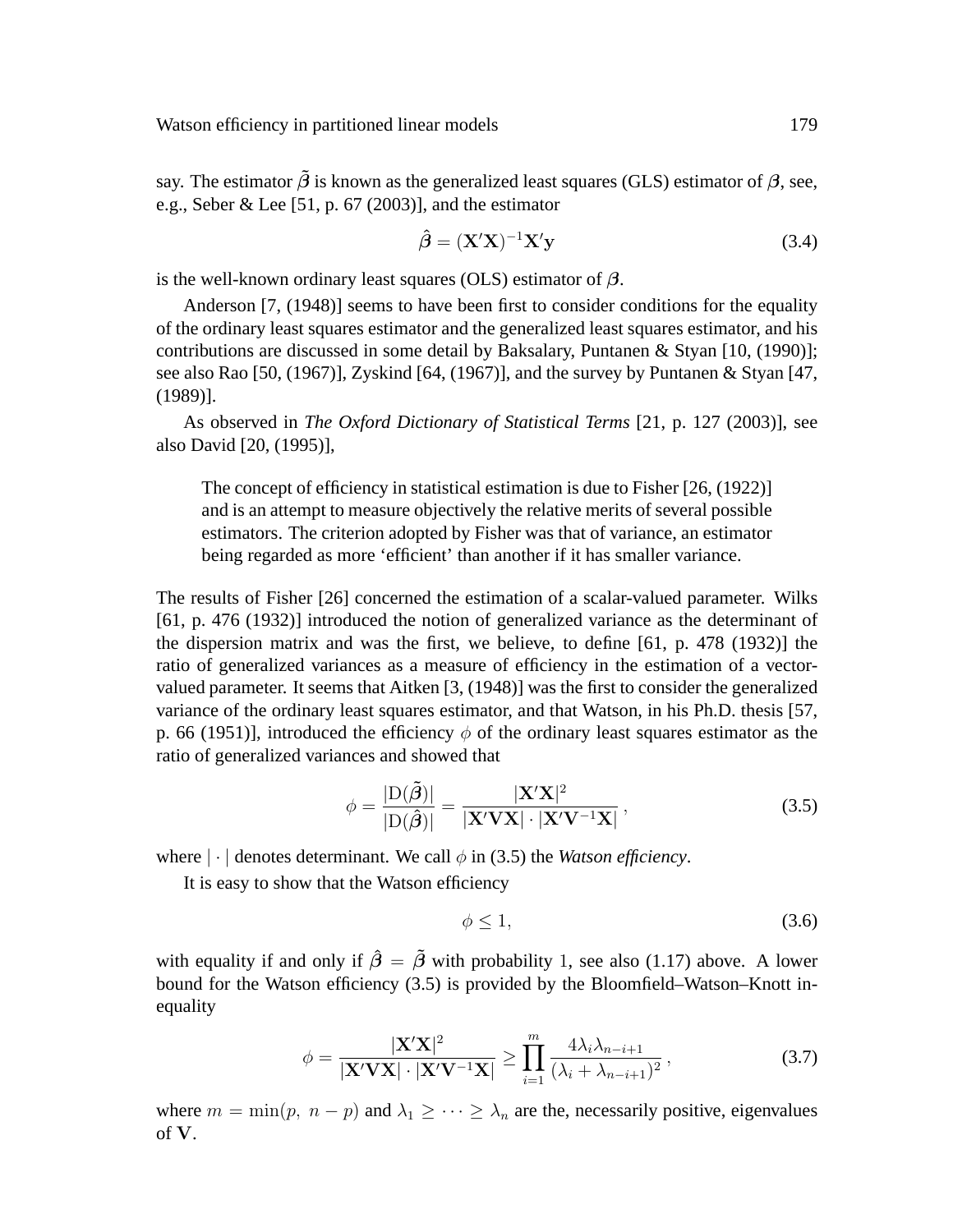say. The estimator $\tilde{\boldsymbol{\beta}}$ is known as the generalized least squares (GLS) estimator of $\boldsymbol{\beta}$, see, e.g., Seber & Lee [51, p. 67 (2003)], and the estimator

$$\hat{\boldsymbol{\beta}} = (\mathbf{X}'\mathbf{X})^{-1}\mathbf{X}'\mathbf{y} \tag{3.4}$$

is the well-known ordinary least squares (OLS) estimator of $\boldsymbol{\beta}$.

Anderson [7, (1948)] seems to have been first to consider conditions for the equality of the ordinary least squares estimator and the generalized least squares estimator, and his contributions are discussed in some detail by Baksalary, Puntanen & Styan [10, (1990)]; see also Rao [50, (1967)], Zyskind [64, (1967)], and the survey by Puntanen & Styan [47, (1989)].

As observed in *The Oxford Dictionary of Statistical Terms* [21, p. 127 (2003)], see also David [20, (1995)],

> The concept of efficiency in statistical estimation is due to Fisher [26, (1922)] and is an attempt to measure objectively the relative merits of several possible estimators. The criterion adopted by Fisher was that of variance, an estimator being regarded as more 'efficient' than another if it has smaller variance.

The results of Fisher [26] concerned the estimation of a scalar-valued parameter. Wilks [61, p. 476 (1932)] introduced the notion of generalized variance as the determinant of the dispersion matrix and was the first, we believe, to define [61, p. 478 (1932)] the ratio of generalized variances as a measure of efficiency in the estimation of a vector-valued parameter. It seems that Aitken [3, (1948)] was the first to consider the generalized variance of the ordinary least squares estimator, and that Watson, in his Ph.D. thesis [57, p. 66 (1951)], introduced the efficiency $\phi$ of the ordinary least squares estimator as the ratio of generalized variances and showed that

$$\phi = \frac{|\mathrm{D}(\tilde{\boldsymbol{\beta}})|}{|\mathrm{D}(\hat{\boldsymbol{\beta}})|} = \frac{|\mathbf{X}'\mathbf{X}|^2}{|\mathbf{X}'\mathbf{V}\mathbf{X}| \cdot |\mathbf{X}'\mathbf{V}^{-1}\mathbf{X}|}\,, \tag{3.5}$$

where $|\cdot|$ denotes determinant. We call $\phi$ in (3.5) the *Watson efficiency*.

It is easy to show that the Watson efficiency

$$\phi \leq 1, \tag{3.6}$$

with equality if and only if $\hat{\boldsymbol{\beta}} = \tilde{\boldsymbol{\beta}}$ with probability 1, see also (1.17) above. A lower bound for the Watson efficiency (3.5) is provided by the Bloomfield–Watson–Knott inequality

$$\phi = \frac{|\mathbf{X}'\mathbf{X}|^2}{|\mathbf{X}'\mathbf{V}\mathbf{X}| \cdot |\mathbf{X}'\mathbf{V}^{-1}\mathbf{X}|} \geq \prod_{i=1}^{m} \frac{4\lambda_i \lambda_{n-i+1}}{(\lambda_i + \lambda_{n-i+1})^2}\,, \tag{3.7}$$

where $m = \min(p,\ n-p)$ and $\lambda_1 \geq \cdots \geq \lambda_n$ are the, necessarily positive, eigenvalues of $\mathbf{V}$.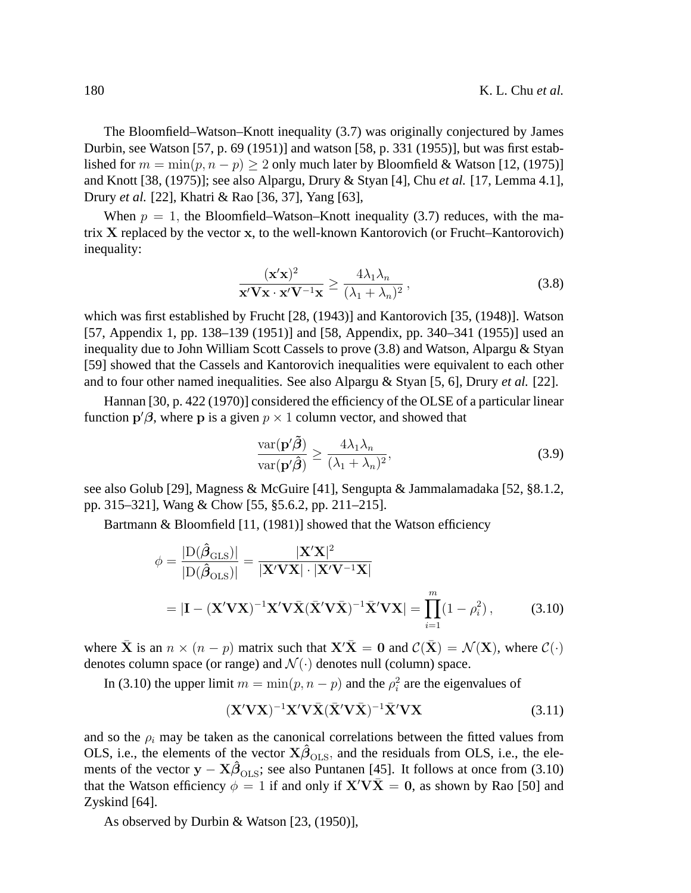The Bloomfield–Watson–Knott inequality (3.7) was originally conjectured by James Durbin, see Watson [57, p. 69 (1951)] and watson [58, p. 331 (1955)], but was first established for $m = \min(p, n-p) \geq 2$ only much later by Bloomfield & Watson [12, (1975)] and Knott [38, (1975)]; see also Alpargu, Drury & Styan [4], Chu *et al.* [17, Lemma 4.1], Drury *et al.* [22], Khatri & Rao [36, 37], Yang [63],

When $p = 1$, the Bloomfield–Watson–Knott inequality (3.7) reduces, with the matrix $\mathbf{X}$ replaced by the vector $\mathbf{x}$, to the well-known Kantorovich (or Frucht–Kantorovich) inequality:

$$\frac{(\mathbf{x}'\mathbf{x})^2}{\mathbf{x}'\mathbf{V}\mathbf{x} \cdot \mathbf{x}'\mathbf{V}^{-1}\mathbf{x}} \geq \frac{4\lambda_1\lambda_n}{(\lambda_1 + \lambda_n)^2}\,, \tag{3.8}$$

which was first established by Frucht [28, (1943)] and Kantorovich [35, (1948)]. Watson [57, Appendix 1, pp. 138–139 (1951)] and [58, Appendix, pp. 340–341 (1955)] used an inequality due to John William Scott Cassels to prove (3.8) and Watson, Alpargu & Styan [59] showed that the Cassels and Kantorovich inequalities were equivalent to each other and to four other named inequalities. See also Alpargu & Styan [5, 6], Drury *et al.* [22].

Hannan [30, p. 422 (1970)] considered the efficiency of the OLSE of a particular linear function $\mathbf{p}'\boldsymbol{\beta}$, where $\mathbf{p}$ is a given $p \times 1$ column vector, and showed that

$$\frac{\operatorname{var}(\mathbf{p}'\tilde{\boldsymbol{\beta}})}{\operatorname{var}(\mathbf{p}'\hat{\boldsymbol{\beta}})} \geq \frac{4\lambda_1\lambda_n}{(\lambda_1 + \lambda_n)^2}, \tag{3.9}$$

see also Golub [29], Magness & McGuire [41], Sengupta & Jammalamadaka [52, §8.1.2, pp. 315–321], Wang & Chow [55, §5.6.2, pp. 211–215].

Bartmann & Bloomfield [11, (1981)] showed that the Watson efficiency

$$\begin{aligned}
\phi &= \frac{|\mathrm{D}(\hat{\boldsymbol{\beta}}_{\mathrm{GLS}})|}{|\mathrm{D}(\hat{\boldsymbol{\beta}}_{\mathrm{OLS}})|} = \frac{|\mathbf{X}'\mathbf{X}|^2}{|\mathbf{X}'\mathbf{V}\mathbf{X}| \cdot |\mathbf{X}'\mathbf{V}^{-1}\mathbf{X}|} \\
&= |\mathbf{I} - (\mathbf{X}'\mathbf{V}\mathbf{X})^{-1}\mathbf{X}'\mathbf{V}\bar{\mathbf{X}}(\bar{\mathbf{X}}'\mathbf{V}\bar{\mathbf{X}})^{-1}\bar{\mathbf{X}}'\mathbf{V}\mathbf{X}| = \prod_{i=1}^{m}(1 - \rho_i^2)\,,
\end{aligned} \tag{3.10}$$

where $\bar{\mathbf{X}}$ is an $n \times (n-p)$ matrix such that $\mathbf{X}'\bar{\mathbf{X}} = \mathbf{0}$ and $\mathcal{C}(\bar{\mathbf{X}}) = \mathcal{N}(\mathbf{X})$, where $\mathcal{C}(\cdot)$ denotes column space (or range) and $\mathcal{N}(\cdot)$ denotes null (column) space.

In (3.10) the upper limit $m = \min(p, n-p)$ and the $\rho_i^2$ are the eigenvalues of

$$(\mathbf{X}'\mathbf{V}\mathbf{X})^{-1}\mathbf{X}'\mathbf{V}\bar{\mathbf{X}}(\bar{\mathbf{X}}'\mathbf{V}\bar{\mathbf{X}})^{-1}\bar{\mathbf{X}}'\mathbf{V}\mathbf{X} \tag{3.11}$$

and so the $\rho_i$ may be taken as the canonical correlations between the fitted values from OLS, i.e., the elements of the vector $\mathbf{X}\hat{\boldsymbol{\beta}}_{\mathrm{OLS}}$, and the residuals from OLS, i.e., the elements of the vector $\mathbf{y} - \mathbf{X}\hat{\boldsymbol{\beta}}_{\mathrm{OLS}}$; see also Puntanen [45]. It follows at once from (3.10) that the Watson efficiency $\phi = 1$ if and only if $\mathbf{X}'\mathbf{V}\bar{\mathbf{X}} = \mathbf{0}$, as shown by Rao [50] and Zyskind [64].

As observed by Durbin & Watson [23, (1950)],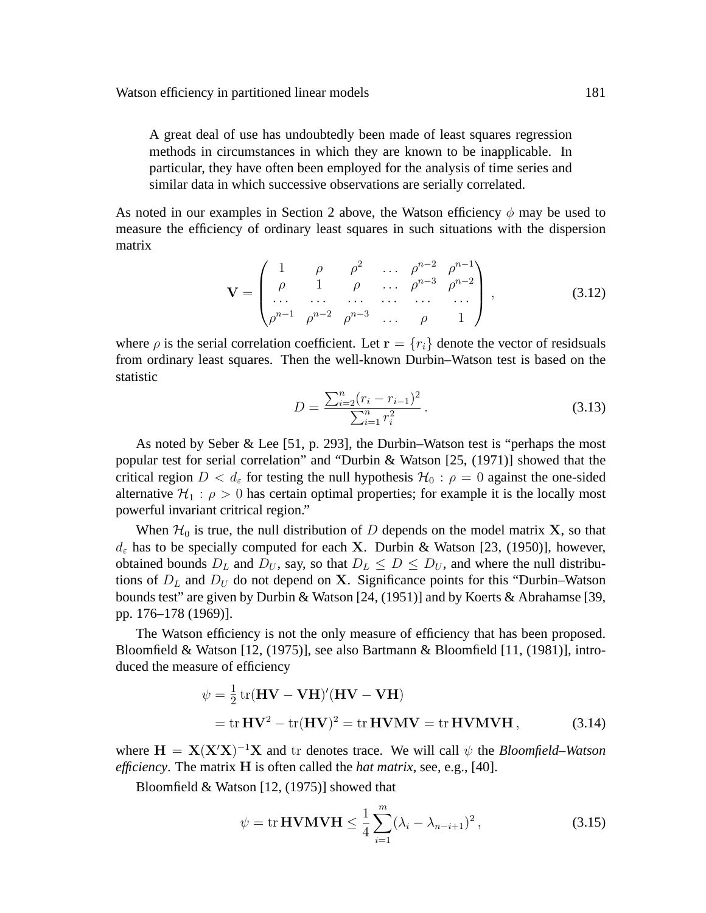> A great deal of use has undoubtedly been made of least squares regression methods in circumstances in which they are known to be inapplicable. In particular, they have often been employed for the analysis of time series and similar data in which successive observations are serially correlated.

As noted in our examples in Section 2 above, the Watson efficiency $\phi$ may be used to measure the efficiency of ordinary least squares in such situations with the dispersion matrix

$$\mathbf{V} = \begin{pmatrix} 1 & \rho & \rho^2 & \dots & \rho^{n-2} & \rho^{n-1} \\ \rho & 1 & \rho & \dots & \rho^{n-3} & \rho^{n-2} \\ \dots & \dots & \dots & \dots & \dots & \dots \\ \rho^{n-1} & \rho^{n-2} & \rho^{n-3} & \dots & \rho & 1 \end{pmatrix}, \tag{3.12}$$

where $\rho$ is the serial correlation coefficient. Let $\mathbf{r} = \{r_i\}$ denote the vector of residsuals from ordinary least squares. Then the well-known Durbin–Watson test is based on the statistic

$$D = \frac{\sum_{i=2}^{n}(r_i - r_{i-1})^2}{\sum_{i=1}^{n} r_i^2}. \tag{3.13}$$

As noted by Seber & Lee [51, p. 293], the Durbin–Watson test is "perhaps the most popular test for serial correlation" and "Durbin & Watson [25, (1971)] showed that the critical region $D < d_\varepsilon$ for testing the null hypothesis $\mathcal{H}_0 : \rho = 0$ against the one-sided alternative $\mathcal{H}_1 : \rho > 0$ has certain optimal properties; for example it is the locally most powerful invariant critrical region."

When $\mathcal{H}_0$ is true, the null distribution of $D$ depends on the model matrix $\mathbf{X}$, so that $d_\varepsilon$ has to be specially computed for each $\mathbf{X}$. Durbin & Watson [23, (1950)], however, obtained bounds $D_L$ and $D_U$, say, so that $D_L \leq D \leq D_U$, and where the null distributions of $D_L$ and $D_U$ do not depend on $\mathbf{X}$. Significance points for this "Durbin–Watson bounds test" are given by Durbin & Watson [24, (1951)] and by Koerts & Abrahamse [39, pp. 176–178 (1969)].

The Watson efficiency is not the only measure of efficiency that has been proposed. Bloomfield & Watson [12, (1975)], see also Bartmann & Bloomfield [11, (1981)], introduced the measure of efficiency

$$\begin{aligned} \psi &= \tfrac{1}{2}\operatorname{tr}(\mathbf{HV} - \mathbf{VH})'(\mathbf{HV} - \mathbf{VH}) \\ &= \operatorname{tr}\mathbf{HV}^2 - \operatorname{tr}(\mathbf{HV})^2 = \operatorname{tr}\mathbf{HVMV} = \operatorname{tr}\mathbf{HVMVH}, \end{aligned} \tag{3.14}$$

where $\mathbf{H} = \mathbf{X}(\mathbf{X}'\mathbf{X})^{-1}\mathbf{X}$ and $\operatorname{tr}$ denotes trace. We will call $\psi$ the *Bloomfield–Watson efficiency*. The matrix $\mathbf{H}$ is often called the *hat matrix*, see, e.g., [40].

Bloomfield & Watson [12, (1975)] showed that

$$\psi = \operatorname{tr}\mathbf{HVMVH} \leq \frac{1}{4}\sum_{i=1}^{m}(\lambda_i - \lambda_{n-i+1})^2, \tag{3.15}$$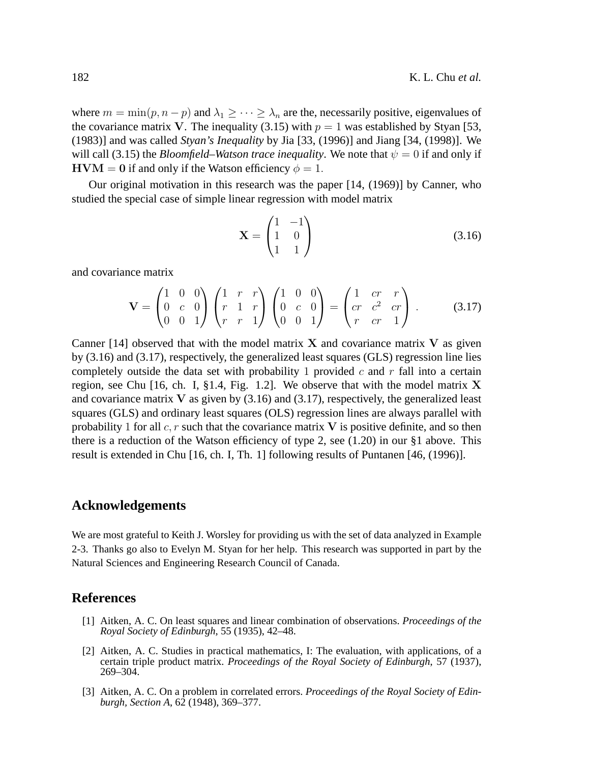where $m = \min(p, n-p)$ and $\lambda_1 \geq \cdots \geq \lambda_n$ are the, necessarily positive, eigenvalues of the covariance matrix $\mathbf{V}$. The inequality (3.15) with $p = 1$ was established by Styan [53, (1983)] and was called *Styan's Inequality* by Jia [33, (1996)] and Jiang [34, (1998)]. We will call (3.15) the *Bloomfield–Watson trace inequality*. We note that $\psi = 0$ if and only if $\mathbf{HVM} = \mathbf{0}$ if and only if the Watson efficiency $\phi = 1$.

Our original motivation in this research was the paper [14, (1969)] by Canner, who studied the special case of simple linear regression with model matrix

$$\mathbf{X} = \begin{pmatrix} 1 & -1 \\ 1 & 0 \\ 1 & 1 \end{pmatrix} \tag{3.16}$$

and covariance matrix

$$\mathbf{V} = \begin{pmatrix} 1 & 0 & 0 \\ 0 & c & 0 \\ 0 & 0 & 1 \end{pmatrix} \begin{pmatrix} 1 & r & r \\ r & 1 & r \\ r & r & 1 \end{pmatrix} \begin{pmatrix} 1 & 0 & 0 \\ 0 & c & 0 \\ 0 & 0 & 1 \end{pmatrix} = \begin{pmatrix} 1 & cr & r \\ cr & c^2 & cr \\ r & cr & 1 \end{pmatrix}. \tag{3.17}$$

Canner [14] observed that with the model matrix $\mathbf{X}$ and covariance matrix $\mathbf{V}$ as given by (3.16) and (3.17), respectively, the generalized least squares (GLS) regression line lies completely outside the data set with probability $1$ provided $c$ and $r$ fall into a certain region, see Chu [16, ch. I, §1.4, Fig. 1.2]. We observe that with the model matrix $\mathbf{X}$ and covariance matrix $\mathbf{V}$ as given by (3.16) and (3.17), respectively, the generalized least squares (GLS) and ordinary least squares (OLS) regression lines are always parallel with probability $1$ for all $c, r$ such that the covariance matrix $\mathbf{V}$ is positive definite, and so then there is a reduction of the Watson efficiency of type 2, see (1.20) in our §1 above. This result is extended in Chu [16, ch. I, Th. 1] following results of Puntanen [46, (1996)].

## Acknowledgements

We are most grateful to Keith J. Worsley for providing us with the set of data analyzed in Example 2-3. Thanks go also to Evelyn M. Styan for her help. This research was supported in part by the Natural Sciences and Engineering Research Council of Canada.

## References

[1] Aitken, A. C. On least squares and linear combination of observations. *Proceedings of the Royal Society of Edinburgh*, 55 (1935), 42–48.

[2] Aitken, A. C. Studies in practical mathematics, I: The evaluation, with applications, of a certain triple product matrix. *Proceedings of the Royal Society of Edinburgh*, 57 (1937), 269–304.

[3] Aitken, A. C. On a problem in correlated errors. *Proceedings of the Royal Society of Edinburgh, Section A*, 62 (1948), 369–377.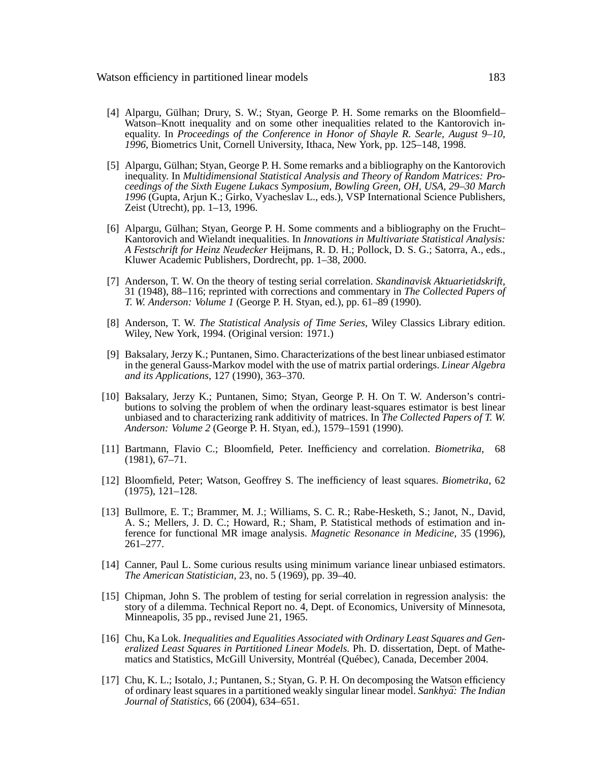[4] Alpargu, Gülhan; Drury, S. W.; Styan, George P. H. Some remarks on the Bloomfield–Watson–Knott inequality and on some other inequalities related to the Kantorovich inequality. In *Proceedings of the Conference in Honor of Shayle R. Searle, August 9–10, 1996*, Biometrics Unit, Cornell University, Ithaca, New York, pp. 125–148, 1998.

[5] Alpargu, Gülhan; Styan, George P. H. Some remarks and a bibliography on the Kantorovich inequality. In *Multidimensional Statistical Analysis and Theory of Random Matrices: Proceedings of the Sixth Eugene Lukacs Symposium, Bowling Green, OH, USA, 29–30 March 1996* (Gupta, Arjun K.; Girko, Vyacheslav L., eds.), VSP International Science Publishers, Zeist (Utrecht), pp. 1–13, 1996.

[6] Alpargu, Gülhan; Styan, George P. H. Some comments and a bibliography on the Frucht–Kantorovich and Wielandt inequalities. In *Innovations in Multivariate Statistical Analysis: A Festschrift for Heinz Neudecker* Heijmans, R. D. H.; Pollock, D. S. G.; Satorra, A., eds., Kluwer Academic Publishers, Dordrecht, pp. 1–38, 2000.

[7] Anderson, T. W. On the theory of testing serial correlation. *Skandinavisk Aktuarietidskrift,* 31 (1948), 88–116; reprinted with corrections and commentary in *The Collected Papers of T. W. Anderson: Volume 1* (George P. H. Styan, ed.), pp. 61–89 (1990).

[8] Anderson, T. W. *The Statistical Analysis of Time Series*, Wiley Classics Library edition. Wiley, New York, 1994. (Original version: 1971.)

[9] Baksalary, Jerzy K.; Puntanen, Simo. Characterizations of the best linear unbiased estimator in the general Gauss-Markov model with the use of matrix partial orderings. *Linear Algebra and its Applications*, 127 (1990), 363–370.

[10] Baksalary, Jerzy K.; Puntanen, Simo; Styan, George P. H. On T. W. Anderson's contributions to solving the problem of when the ordinary least-squares estimator is best linear unbiased and to characterizing rank additivity of matrices. In *The Collected Papers of T. W. Anderson: Volume 2* (George P. H. Styan, ed.), 1579–1591 (1990).

[11] Bartmann, Flavio C.; Bloomfield, Peter. Inefficiency and correlation. *Biometrika*, 68 (1981), 67–71.

[12] Bloomfield, Peter; Watson, Geoffrey S. The inefficiency of least squares. *Biometrika*, 62 (1975), 121–128.

[13] Bullmore, E. T.; Brammer, M. J.; Williams, S. C. R.; Rabe-Hesketh, S.; Janot, N., David, A. S.; Mellers, J. D. C.; Howard, R.; Sham, P. Statistical methods of estimation and inference for functional MR image analysis. *Magnetic Resonance in Medicine*, 35 (1996), 261–277.

[14] Canner, Paul L. Some curious results using minimum variance linear unbiased estimators. *The American Statistician*, 23, no. 5 (1969), pp. 39–40.

[15] Chipman, John S. The problem of testing for serial correlation in regression analysis: the story of a dilemma. Technical Report no. 4, Dept. of Economics, University of Minnesota, Minneapolis, 35 pp., revised June 21, 1965.

[16] Chu, Ka Lok. *Inequalities and Equalities Associated with Ordinary Least Squares and Generalized Least Squares in Partitioned Linear Models.* Ph. D. dissertation, Dept. of Mathematics and Statistics, McGill University, Montréal (Québec), Canada, December 2004.

[17] Chu, K. L.; Isotalo, J.; Puntanen, S.; Styan, G. P. H. On decomposing the Watson efficiency of ordinary least squares in a partitioned weakly singular linear model. *Sankhyā: The Indian Journal of Statistics*, 66 (2004), 634–651.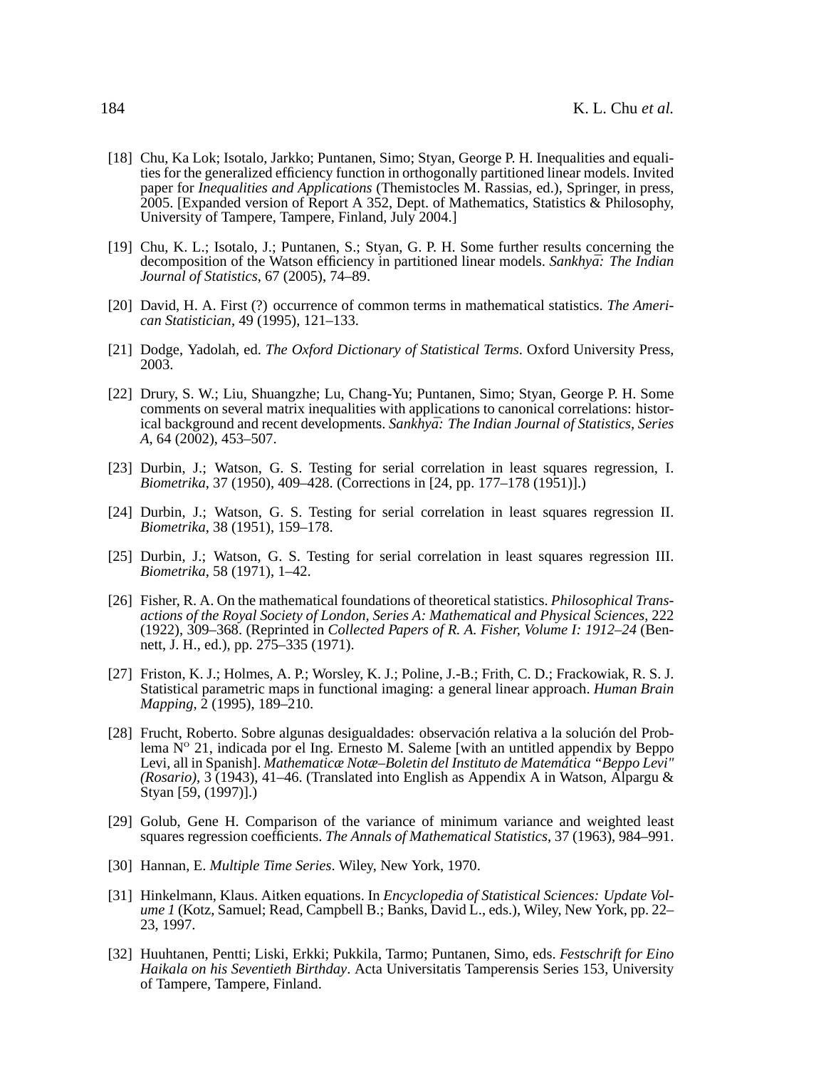[18] Chu, Ka Lok; Isotalo, Jarkko; Puntanen, Simo; Styan, George P. H. Inequalities and equalities for the generalized efficiency function in orthogonally partitioned linear models. Invited paper for *Inequalities and Applications* (Themistocles M. Rassias, ed.), Springer, in press, 2005. [Expanded version of Report A 352, Dept. of Mathematics, Statistics & Philosophy, University of Tampere, Tampere, Finland, July 2004.]

[19] Chu, K. L.; Isotalo, J.; Puntanen, S.; Styan, G. P. H. Some further results concerning the decomposition of the Watson efficiency in partitioned linear models. *Sankhyā: The Indian Journal of Statistics*, 67 (2005), 74–89.

[20] David, H. A. First (?) occurrence of common terms in mathematical statistics. *The American Statistician*, 49 (1995), 121–133.

[21] Dodge, Yadolah, ed. *The Oxford Dictionary of Statistical Terms*. Oxford University Press, 2003.

[22] Drury, S. W.; Liu, Shuangzhe; Lu, Chang-Yu; Puntanen, Simo; Styan, George P. H. Some comments on several matrix inequalities with applications to canonical correlations: historical background and recent developments. *Sankhyā: The Indian Journal of Statistics, Series A*, 64 (2002), 453–507.

[23] Durbin, J.; Watson, G. S. Testing for serial correlation in least squares regression, I. *Biometrika*, 37 (1950), 409–428. (Corrections in [24, pp. 177–178 (1951)].)

[24] Durbin, J.; Watson, G. S. Testing for serial correlation in least squares regression II. *Biometrika*, 38 (1951), 159–178.

[25] Durbin, J.; Watson, G. S. Testing for serial correlation in least squares regression III. *Biometrika*, 58 (1971), 1–42.

[26] Fisher, R. A. On the mathematical foundations of theoretical statistics. *Philosophical Transactions of the Royal Society of London, Series A: Mathematical and Physical Sciences*, 222 (1922), 309–368. (Reprinted in *Collected Papers of R. A. Fisher, Volume I: 1912–24* (Bennett, J. H., ed.), pp. 275–335 (1971).

[27] Friston, K. J.; Holmes, A. P.; Worsley, K. J.; Poline, J.-B.; Frith, C. D.; Frackowiak, R. S. J. Statistical parametric maps in functional imaging: a general linear approach. *Human Brain Mapping*, 2 (1995), 189–210.

[28] Frucht, Roberto. Sobre algunas desigualdades: observación relativa a la solución del Problema N° 21, indicada por el Ing. Ernesto M. Saleme [with an untitled appendix by Beppo Levi, all in Spanish]. *Mathematicæ Notæ–Boletin del Instituto de Matemática "Beppo Levi" (Rosario)*, 3 (1943), 41–46. (Translated into English as Appendix A in Watson, Alpargu & Styan [59, (1997)].)

[29] Golub, Gene H. Comparison of the variance of minimum variance and weighted least squares regression coefficients. *The Annals of Mathematical Statistics*, 37 (1963), 984–991.

[30] Hannan, E. *Multiple Time Series*. Wiley, New York, 1970.

[31] Hinkelmann, Klaus. Aitken equations. In *Encyclopedia of Statistical Sciences: Update Volume 1* (Kotz, Samuel; Read, Campbell B.; Banks, David L., eds.), Wiley, New York, pp. 22–23, 1997.

[32] Huuhtanen, Pentti; Liski, Erkki; Pukkila, Tarmo; Puntanen, Simo, eds. *Festschrift for Eino Haikala on his Seventieth Birthday*. Acta Universitatis Tamperensis Series 153, University of Tampere, Tampere, Finland.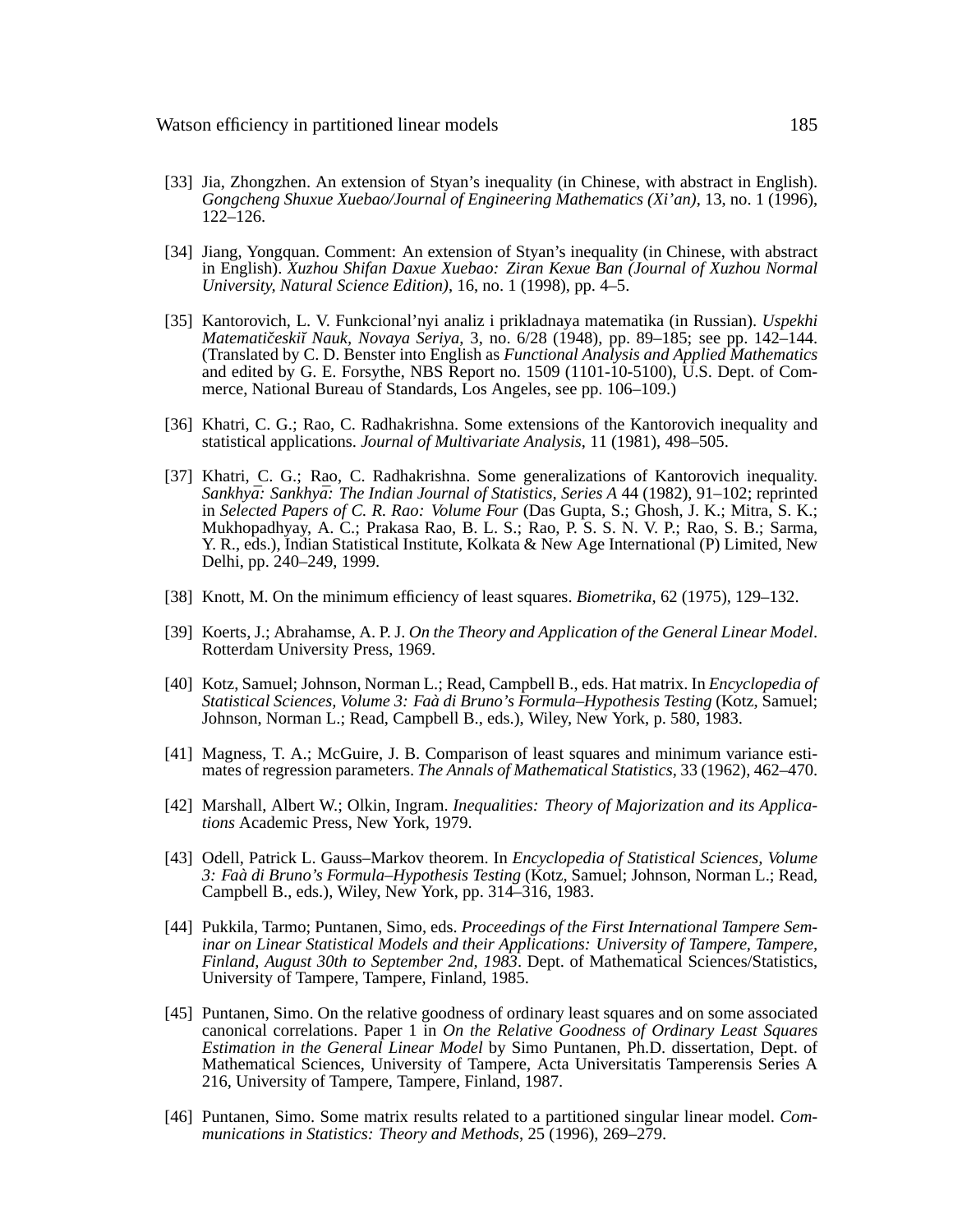[33] Jia, Zhongzhen. An extension of Styan's inequality (in Chinese, with abstract in English). *Gongcheng Shuxue Xuebao/Journal of Engineering Mathematics (Xi'an)*, 13, no. 1 (1996), 122–126.

[34] Jiang, Yongquan. Comment: An extension of Styan's inequality (in Chinese, with abstract in English). *Xuzhou Shifan Daxue Xuebao: Ziran Kexue Ban (Journal of Xuzhou Normal University, Natural Science Edition)*, 16, no. 1 (1998), pp. 4–5.

[35] Kantorovich, L. V. Funkcional'nyi analiz i prikladnaya matematika (in Russian). *Uspekhi Matematičeskiĭ Nauk, Novaya Seriya*, 3, no. 6/28 (1948), pp. 89–185; see pp. 142–144. (Translated by C. D. Benster into English as *Functional Analysis and Applied Mathematics* and edited by G. E. Forsythe, NBS Report no. 1509 (1101-10-5100), U.S. Dept. of Commerce, National Bureau of Standards, Los Angeles, see pp. 106–109.)

[36] Khatri, C. G.; Rao, C. Radhakrishna. Some extensions of the Kantorovich inequality and statistical applications. *Journal of Multivariate Analysis*, 11 (1981), 498–505.

[37] Khatri, C. G.; Rao, C. Radhakrishna. Some generalizations of Kantorovich inequality. *Sankhyā: Sankhyā: The Indian Journal of Statistics, Series A* 44 (1982), 91–102; reprinted in *Selected Papers of C. R. Rao: Volume Four* (Das Gupta, S.; Ghosh, J. K.; Mitra, S. K.; Mukhopadhyay, A. C.; Prakasa Rao, B. L. S.; Rao, P. S. S. N. V. P.; Rao, S. B.; Sarma, Y. R., eds.), Indian Statistical Institute, Kolkata & New Age International (P) Limited, New Delhi, pp. 240–249, 1999.

[38] Knott, M. On the minimum efficiency of least squares. *Biometrika*, 62 (1975), 129–132.

[39] Koerts, J.; Abrahamse, A. P. J. *On the Theory and Application of the General Linear Model*. Rotterdam University Press, 1969.

[40] Kotz, Samuel; Johnson, Norman L.; Read, Campbell B., eds. Hat matrix. In *Encyclopedia of Statistical Sciences, Volume 3: Faà di Bruno's Formula–Hypothesis Testing* (Kotz, Samuel; Johnson, Norman L.; Read, Campbell B., eds.), Wiley, New York, p. 580, 1983.

[41] Magness, T. A.; McGuire, J. B. Comparison of least squares and minimum variance estimates of regression parameters. *The Annals of Mathematical Statistics*, 33 (1962), 462–470.

[42] Marshall, Albert W.; Olkin, Ingram. *Inequalities: Theory of Majorization and its Applications* Academic Press, New York, 1979.

[43] Odell, Patrick L. Gauss–Markov theorem. In *Encyclopedia of Statistical Sciences, Volume 3: Faà di Bruno's Formula–Hypothesis Testing* (Kotz, Samuel; Johnson, Norman L.; Read, Campbell B., eds.), Wiley, New York, pp. 314–316, 1983.

[44] Pukkila, Tarmo; Puntanen, Simo, eds. *Proceedings of the First International Tampere Seminar on Linear Statistical Models and their Applications: University of Tampere, Tampere, Finland, August 30th to September 2nd, 1983*. Dept. of Mathematical Sciences/Statistics, University of Tampere, Tampere, Finland, 1985.

[45] Puntanen, Simo. On the relative goodness of ordinary least squares and on some associated canonical correlations. Paper 1 in *On the Relative Goodness of Ordinary Least Squares Estimation in the General Linear Model* by Simo Puntanen, Ph.D. dissertation, Dept. of Mathematical Sciences, University of Tampere, Acta Universitatis Tamperensis Series A 216, University of Tampere, Tampere, Finland, 1987.

[46] Puntanen, Simo. Some matrix results related to a partitioned singular linear model. *Communications in Statistics: Theory and Methods*, 25 (1996), 269–279.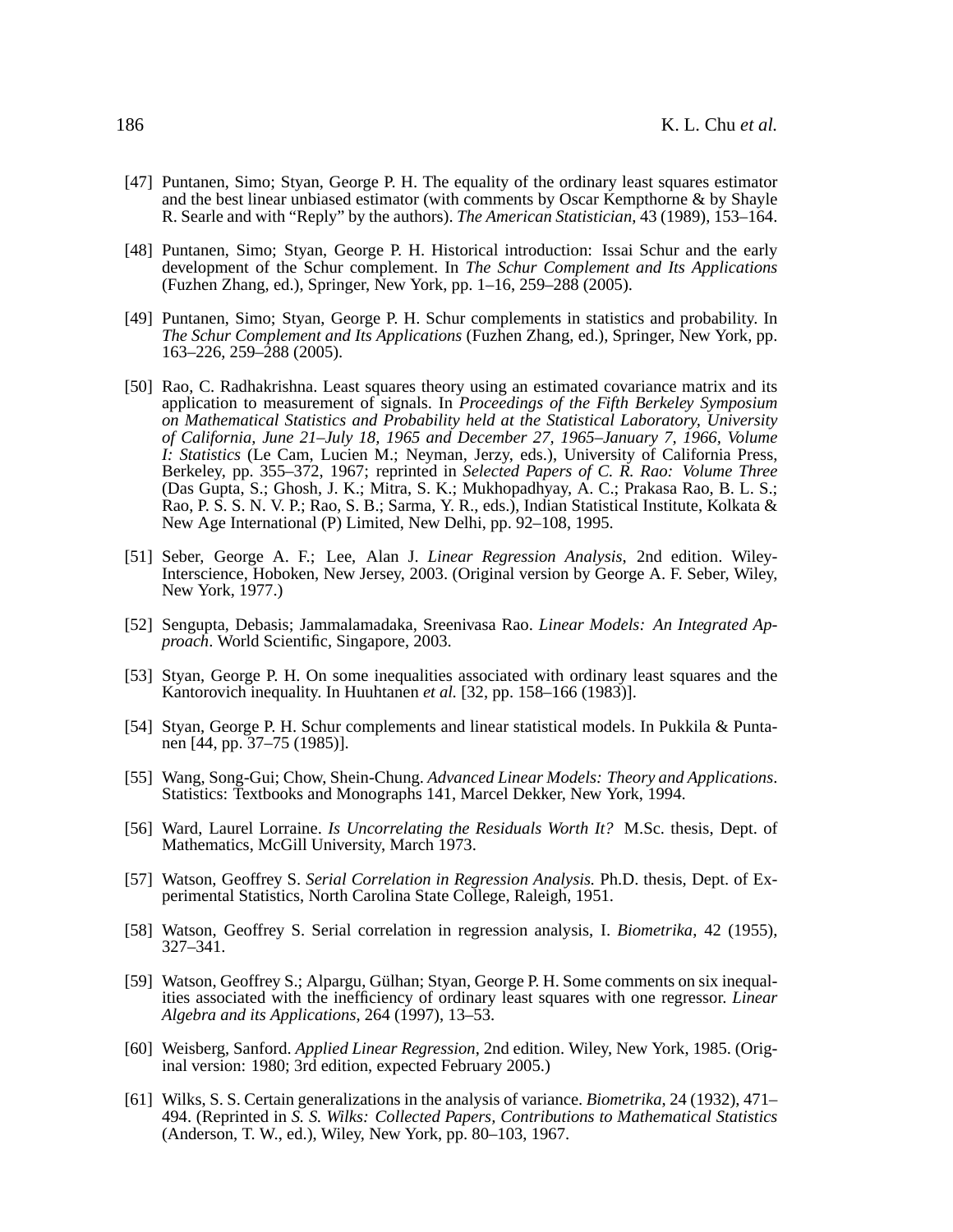[47] Puntanen, Simo; Styan, George P. H. The equality of the ordinary least squares estimator and the best linear unbiased estimator (with comments by Oscar Kempthorne & by Shayle R. Searle and with "Reply" by the authors). *The American Statistician*, 43 (1989), 153–164.

[48] Puntanen, Simo; Styan, George P. H. Historical introduction: Issai Schur and the early development of the Schur complement. In *The Schur Complement and Its Applications* (Fuzhen Zhang, ed.), Springer, New York, pp. 1–16, 259–288 (2005).

[49] Puntanen, Simo; Styan, George P. H. Schur complements in statistics and probability. In *The Schur Complement and Its Applications* (Fuzhen Zhang, ed.), Springer, New York, pp. 163–226, 259–288 (2005).

[50] Rao, C. Radhakrishna. Least squares theory using an estimated covariance matrix and its application to measurement of signals. In *Proceedings of the Fifth Berkeley Symposium on Mathematical Statistics and Probability held at the Statistical Laboratory, University of California, June 21–July 18, 1965 and December 27, 1965–January 7, 1966, Volume I: Statistics* (Le Cam, Lucien M.; Neyman, Jerzy, eds.), University of California Press, Berkeley, pp. 355–372, 1967; reprinted in *Selected Papers of C. R. Rao: Volume Three* (Das Gupta, S.; Ghosh, J. K.; Mitra, S. K.; Mukhopadhyay, A. C.; Prakasa Rao, B. L. S.; Rao, P. S. S. N. V. P.; Rao, S. B.; Sarma, Y. R., eds.), Indian Statistical Institute, Kolkata & New Age International (P) Limited, New Delhi, pp. 92–108, 1995.

[51] Seber, George A. F.; Lee, Alan J. *Linear Regression Analysis*, 2nd edition. Wiley-Interscience, Hoboken, New Jersey, 2003. (Original version by George A. F. Seber, Wiley, New York, 1977.)

[52] Sengupta, Debasis; Jammalamadaka, Sreenivasa Rao. *Linear Models: An Integrated Approach*. World Scientific, Singapore, 2003.

[53] Styan, George P. H. On some inequalities associated with ordinary least squares and the Kantorovich inequality. In Huuhtanen *et al.* [32, pp. 158–166 (1983)].

[54] Styan, George P. H. Schur complements and linear statistical models. In Pukkila & Puntanen [44, pp. 37–75 (1985)].

[55] Wang, Song-Gui; Chow, Shein-Chung. *Advanced Linear Models: Theory and Applications*. Statistics: Textbooks and Monographs 141, Marcel Dekker, New York, 1994.

[56] Ward, Laurel Lorraine. *Is Uncorrelating the Residuals Worth It?* M.Sc. thesis, Dept. of Mathematics, McGill University, March 1973.

[57] Watson, Geoffrey S. *Serial Correlation in Regression Analysis.* Ph.D. thesis, Dept. of Experimental Statistics, North Carolina State College, Raleigh, 1951.

[58] Watson, Geoffrey S. Serial correlation in regression analysis, I. *Biometrika*, 42 (1955), 327–341.

[59] Watson, Geoffrey S.; Alpargu, Gülhan; Styan, George P. H. Some comments on six inequalities associated with the inefficiency of ordinary least squares with one regressor. *Linear Algebra and its Applications*, 264 (1997), 13–53.

[60] Weisberg, Sanford. *Applied Linear Regression*, 2nd edition. Wiley, New York, 1985. (Original version: 1980; 3rd edition, expected February 2005.)

[61] Wilks, S. S. Certain generalizations in the analysis of variance. *Biometrika*, 24 (1932), 471–494. (Reprinted in *S. S. Wilks: Collected Papers, Contributions to Mathematical Statistics* (Anderson, T. W., ed.), Wiley, New York, pp. 80–103, 1967.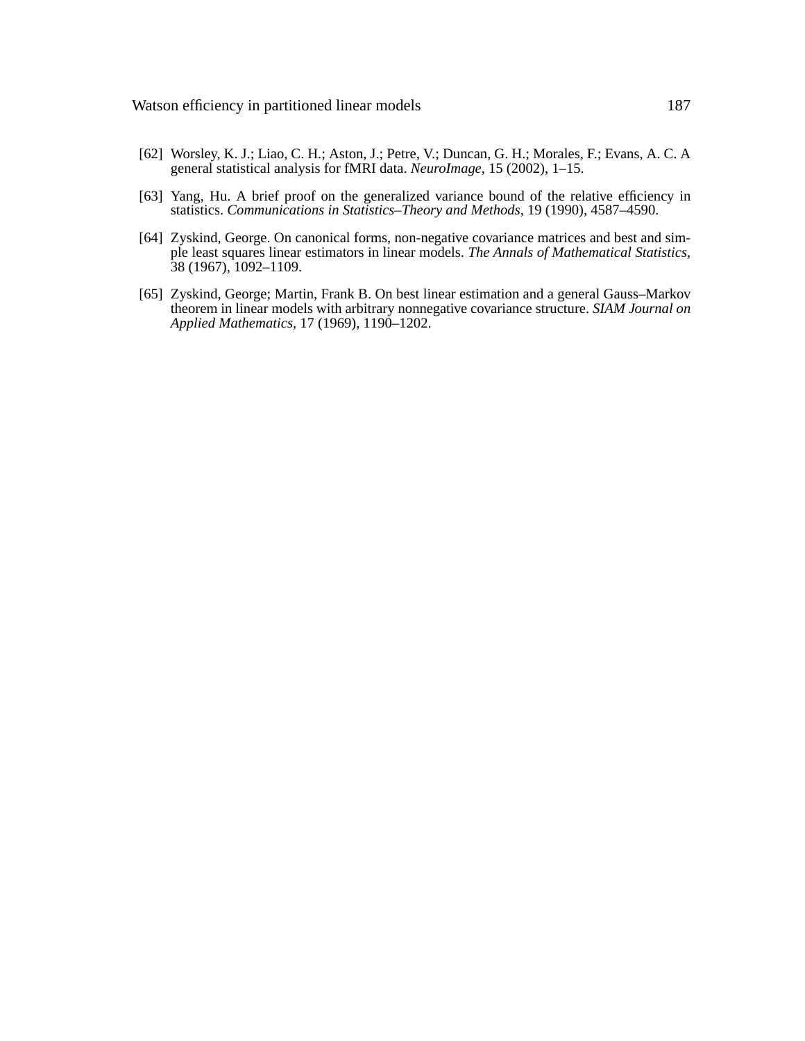[62] Worsley, K. J.; Liao, C. H.; Aston, J.; Petre, V.; Duncan, G. H.; Morales, F.; Evans, A. C. A general statistical analysis for fMRI data. *NeuroImage*, 15 (2002), 1–15.

[63] Yang, Hu. A brief proof on the generalized variance bound of the relative efficiency in statistics. *Communications in Statistics–Theory and Methods*, 19 (1990), 4587–4590.

[64] Zyskind, George. On canonical forms, non-negative covariance matrices and best and simple least squares linear estimators in linear models. *The Annals of Mathematical Statistics*, 38 (1967), 1092–1109.

[65] Zyskind, George; Martin, Frank B. On best linear estimation and a general Gauss–Markov theorem in linear models with arbitrary nonnegative covariance structure. *SIAM Journal on Applied Mathematics*, 17 (1969), 1190–1202.